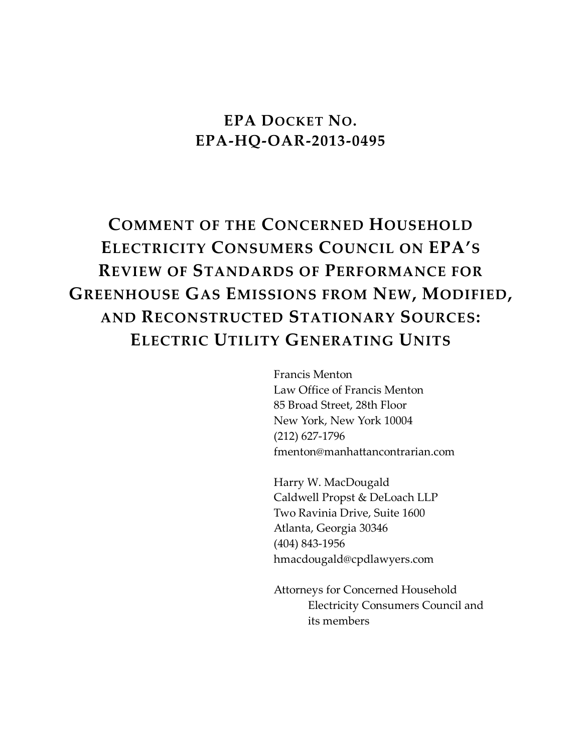# EPA Docket No. EPA-HQ-OAR-2013-0495

# Comment of the Concerned Household Electricity Consumers Council on EPA's Review of Standards of Performance for Greenhouse Gas Emissions from New, Modified, and Reconstructed Stationary Sources: Electric Utility Generating Units

Francis Menton
Law Office of Francis Menton
85 Broad Street, 28th Floor
New York, New York 10004
(212) 627-1796
fmenton@manhattancontrarian.com

Harry W. MacDougald
Caldwell Propst & DeLoach LLP
Two Ravinia Drive, Suite 1600
Atlanta, Georgia 30346
(404) 843-1956
hmacdougald@cpdlawyers.com

Attorneys for Concerned Household Electricity Consumers Council and its members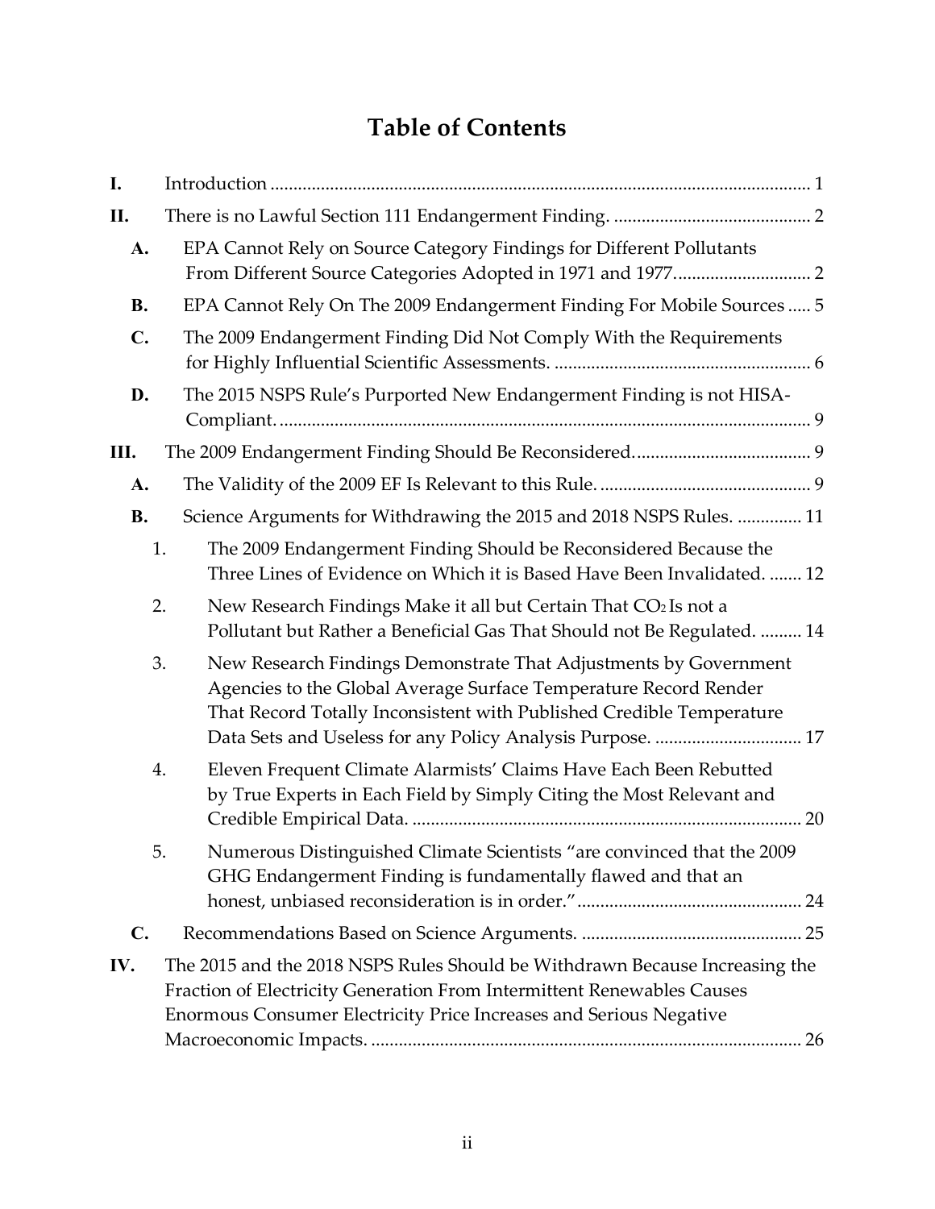# Table of Contents

| | | |
|---|---|---|
| **I.** | Introduction | 1 |
| **II.** | There is no Lawful Section 111 Endangerment Finding. | 2 |
| **A.** | EPA Cannot Rely on Source Category Findings for Different Pollutants From Different Source Categories Adopted in 1971 and 1977. | 2 |
| **B.** | EPA Cannot Rely On The 2009 Endangerment Finding For Mobile Sources | 5 |
| **C.** | The 2009 Endangerment Finding Did Not Comply With the Requirements for Highly Influential Scientific Assessments. | 6 |
| **D.** | The 2015 NSPS Rule's Purported New Endangerment Finding is not HISA-Compliant. | 9 |
| **III.** | The 2009 Endangerment Finding Should Be Reconsidered. | 9 |
| **A.** | The Validity of the 2009 EF Is Relevant to this Rule. | 9 |
| **B.** | Science Arguments for Withdrawing the 2015 and 2018 NSPS Rules. | 11 |
| 1. | The 2009 Endangerment Finding Should be Reconsidered Because the Three Lines of Evidence on Which it is Based Have Been Invalidated. | 12 |
| 2. | New Research Findings Make it all but Certain That $CO_2$ Is not a Pollutant but Rather a Beneficial Gas That Should not Be Regulated. | 14 |
| 3. | New Research Findings Demonstrate That Adjustments by Government Agencies to the Global Average Surface Temperature Record Render That Record Totally Inconsistent with Published Credible Temperature Data Sets and Useless for any Policy Analysis Purpose. | 17 |
| 4. | Eleven Frequent Climate Alarmists' Claims Have Each Been Rebutted by True Experts in Each Field by Simply Citing the Most Relevant and Credible Empirical Data. | 20 |
| 5. | Numerous Distinguished Climate Scientists "are convinced that the 2009 GHG Endangerment Finding is fundamentally flawed and that an honest, unbiased reconsideration is in order." | 24 |
| **C.** | Recommendations Based on Science Arguments. | 25 |
| **IV.** | The 2015 and the 2018 NSPS Rules Should be Withdrawn Because Increasing the Fraction of Electricity Generation From Intermittent Renewables Causes Enormous Consumer Electricity Price Increases and Serious Negative Macroeconomic Impacts. | 26 |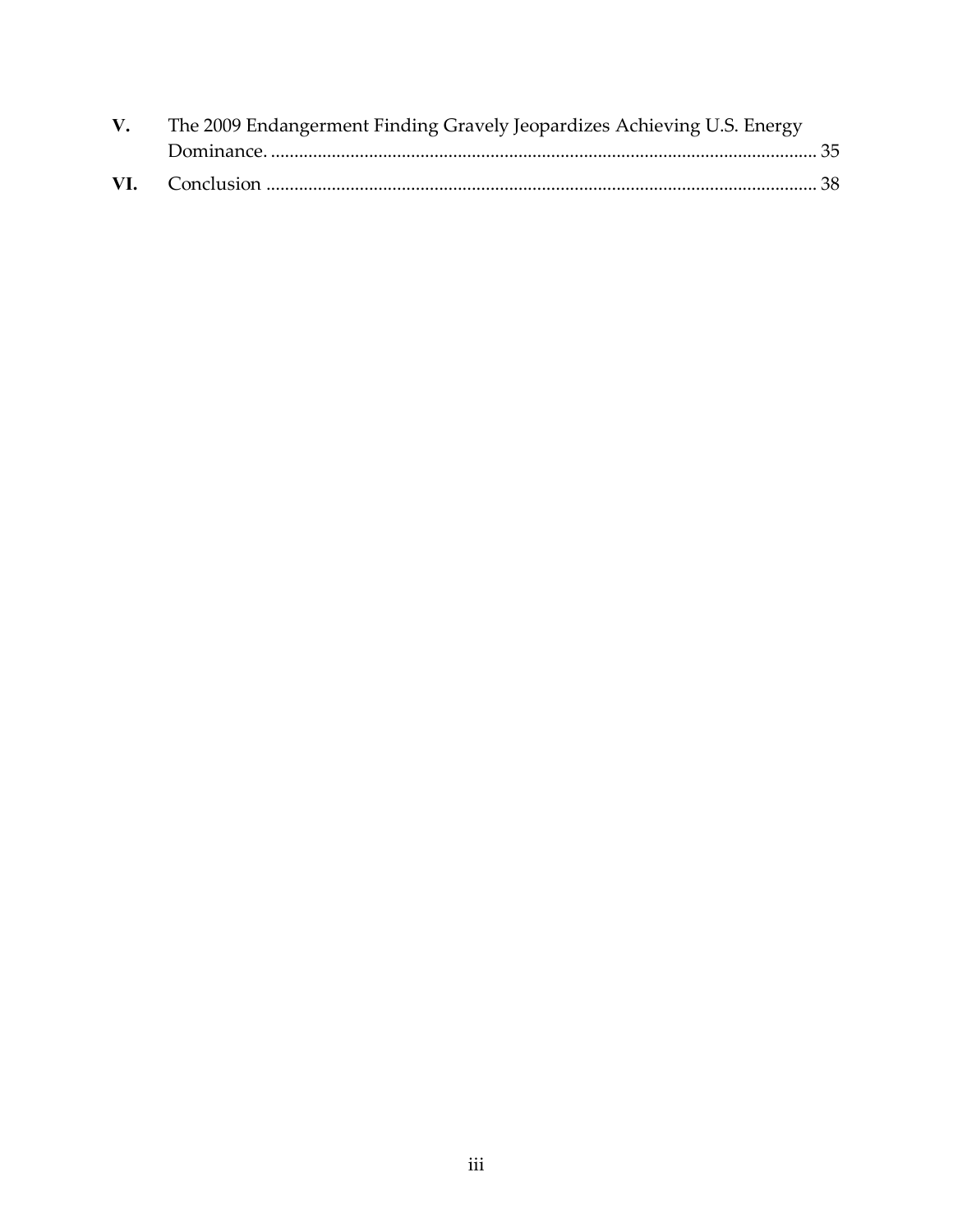| | | |
|---|---|---|
| **V.** | The 2009 Endangerment Finding Gravely Jeopardizes Achieving U.S. Energy Dominance. | 35 |
| **VI.** | Conclusion | 38 |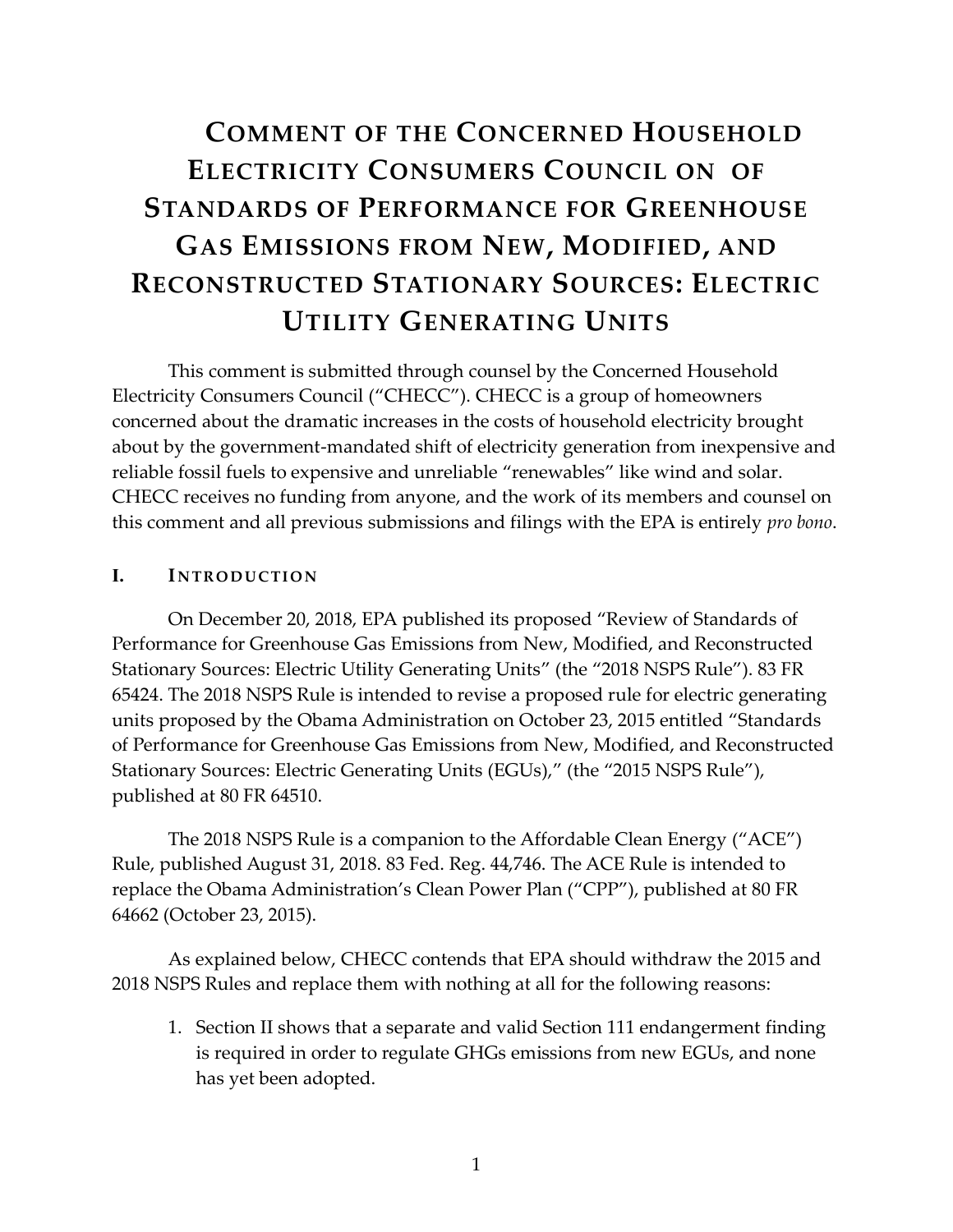# Comment of the Concerned Household Electricity Consumers Council on of Standards of Performance for Greenhouse Gas Emissions from New, Modified, and Reconstructed Stationary Sources: Electric Utility Generating Units

This comment is submitted through counsel by the Concerned Household Electricity Consumers Council ("CHECC"). CHECC is a group of homeowners concerned about the dramatic increases in the costs of household electricity brought about by the government-mandated shift of electricity generation from inexpensive and reliable fossil fuels to expensive and unreliable "renewables" like wind and solar. CHECC receives no funding from anyone, and the work of its members and counsel on this comment and all previous submissions and filings with the EPA is entirely *pro bono*.

## I. Introduction

On December 20, 2018, EPA published its proposed "Review of Standards of Performance for Greenhouse Gas Emissions from New, Modified, and Reconstructed Stationary Sources: Electric Utility Generating Units" (the "2018 NSPS Rule"). 83 FR 65424. The 2018 NSPS Rule is intended to revise a proposed rule for electric generating units proposed by the Obama Administration on October 23, 2015 entitled "Standards of Performance for Greenhouse Gas Emissions from New, Modified, and Reconstructed Stationary Sources: Electric Generating Units (EGUs)," (the "2015 NSPS Rule"), published at 80 FR 64510.

The 2018 NSPS Rule is a companion to the Affordable Clean Energy ("ACE") Rule, published August 31, 2018. 83 Fed. Reg. 44,746. The ACE Rule is intended to replace the Obama Administration's Clean Power Plan ("CPP"), published at 80 FR 64662 (October 23, 2015).

As explained below, CHECC contends that EPA should withdraw the 2015 and 2018 NSPS Rules and replace them with nothing at all for the following reasons:

1. Section II shows that a separate and valid Section 111 endangerment finding is required in order to regulate GHGs emissions from new EGUs, and none has yet been adopted.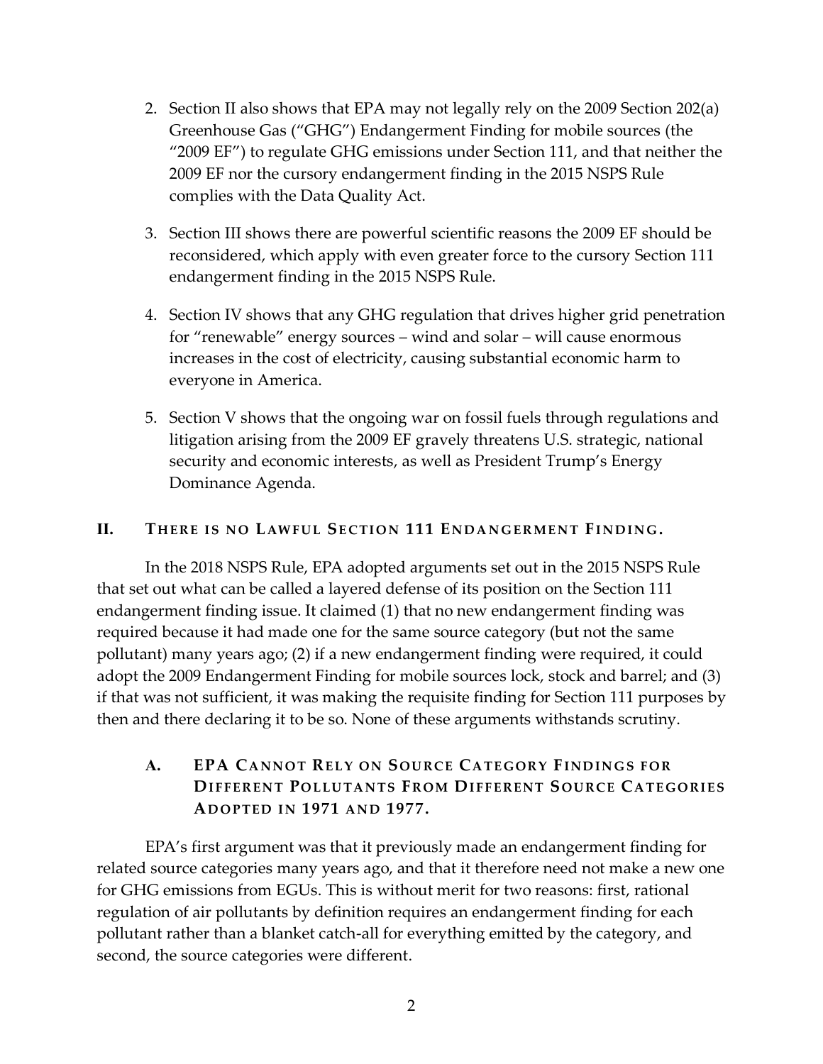2. Section II also shows that EPA may not legally rely on the 2009 Section 202(a) Greenhouse Gas ("GHG") Endangerment Finding for mobile sources (the "2009 EF") to regulate GHG emissions under Section 111, and that neither the 2009 EF nor the cursory endangerment finding in the 2015 NSPS Rule complies with the Data Quality Act.

3. Section III shows there are powerful scientific reasons the 2009 EF should be reconsidered, which apply with even greater force to the cursory Section 111 endangerment finding in the 2015 NSPS Rule.

4. Section IV shows that any GHG regulation that drives higher grid penetration for "renewable" energy sources – wind and solar – will cause enormous increases in the cost of electricity, causing substantial economic harm to everyone in America.

5. Section V shows that the ongoing war on fossil fuels through regulations and litigation arising from the 2009 EF gravely threatens U.S. strategic, national security and economic interests, as well as President Trump's Energy Dominance Agenda.

## II. THERE IS NO LAWFUL SECTION 111 ENDANGERMENT FINDING.

In the 2018 NSPS Rule, EPA adopted arguments set out in the 2015 NSPS Rule that set out what can be called a layered defense of its position on the Section 111 endangerment finding issue. It claimed (1) that no new endangerment finding was required because it had made one for the same source category (but not the same pollutant) many years ago; (2) if a new endangerment finding were required, it could adopt the 2009 Endangerment Finding for mobile sources lock, stock and barrel; and (3) if that was not sufficient, it was making the requisite finding for Section 111 purposes by then and there declaring it to be so. None of these arguments withstands scrutiny.

### A. EPA CANNOT RELY ON SOURCE CATEGORY FINDINGS FOR DIFFERENT POLLUTANTS FROM DIFFERENT SOURCE CATEGORIES ADOPTED IN 1971 AND 1977.

EPA's first argument was that it previously made an endangerment finding for related source categories many years ago, and that it therefore need not make a new one for GHG emissions from EGUs. This is without merit for two reasons: first, rational regulation of air pollutants by definition requires an endangerment finding for each pollutant rather than a blanket catch-all for everything emitted by the category, and second, the source categories were different.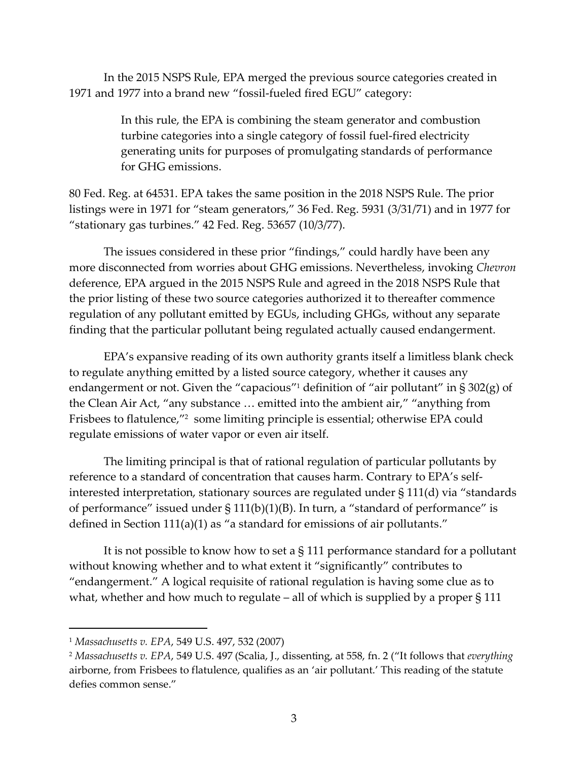In the 2015 NSPS Rule, EPA merged the previous source categories created in 1971 and 1977 into a brand new "fossil-fueled fired EGU" category:

> In this rule, the EPA is combining the steam generator and combustion turbine categories into a single category of fossil fuel-fired electricity generating units for purposes of promulgating standards of performance for GHG emissions.

80 Fed. Reg. at 64531. EPA takes the same position in the 2018 NSPS Rule. The prior listings were in 1971 for "steam generators," 36 Fed. Reg. 5931 (3/31/71) and in 1977 for "stationary gas turbines." 42 Fed. Reg. 53657 (10/3/77).

The issues considered in these prior "findings," could hardly have been any more disconnected from worries about GHG emissions. Nevertheless, invoking *Chevron* deference, EPA argued in the 2015 NSPS Rule and agreed in the 2018 NSPS Rule that the prior listing of these two source categories authorized it to thereafter commence regulation of any pollutant emitted by EGUs, including GHGs, without any separate finding that the particular pollutant being regulated actually caused endangerment.

EPA's expansive reading of its own authority grants itself a limitless blank check to regulate anything emitted by a listed source category, whether it causes any endangerment or not. Given the "capacious"[1] definition of "air pollutant" in § 302(g) of the Clean Air Act, "any substance … emitted into the ambient air," "anything from Frisbees to flatulence,"[2] some limiting principle is essential; otherwise EPA could regulate emissions of water vapor or even air itself.

The limiting principal is that of rational regulation of particular pollutants by reference to a standard of concentration that causes harm. Contrary to EPA's self-interested interpretation, stationary sources are regulated under § 111(d) via "standards of performance" issued under § 111(b)(1)(B). In turn, a "standard of performance" is defined in Section 111(a)(1) as "a standard for emissions of air pollutants."

It is not possible to know how to set a § 111 performance standard for a pollutant without knowing whether and to what extent it "significantly" contributes to "endangerment." A logical requisite of rational regulation is having some clue as to what, whether and how much to regulate – all of which is supplied by a proper § 111

---

[1] *Massachusetts v. EPA*, 549 U.S. 497, 532 (2007)

[2] *Massachusetts v. EPA*, 549 U.S. 497 (Scalia, J., dissenting, at 558, fn. 2 ("It follows that *everything* airborne, from Frisbees to flatulence, qualifies as an 'air pollutant.' This reading of the statute defies common sense."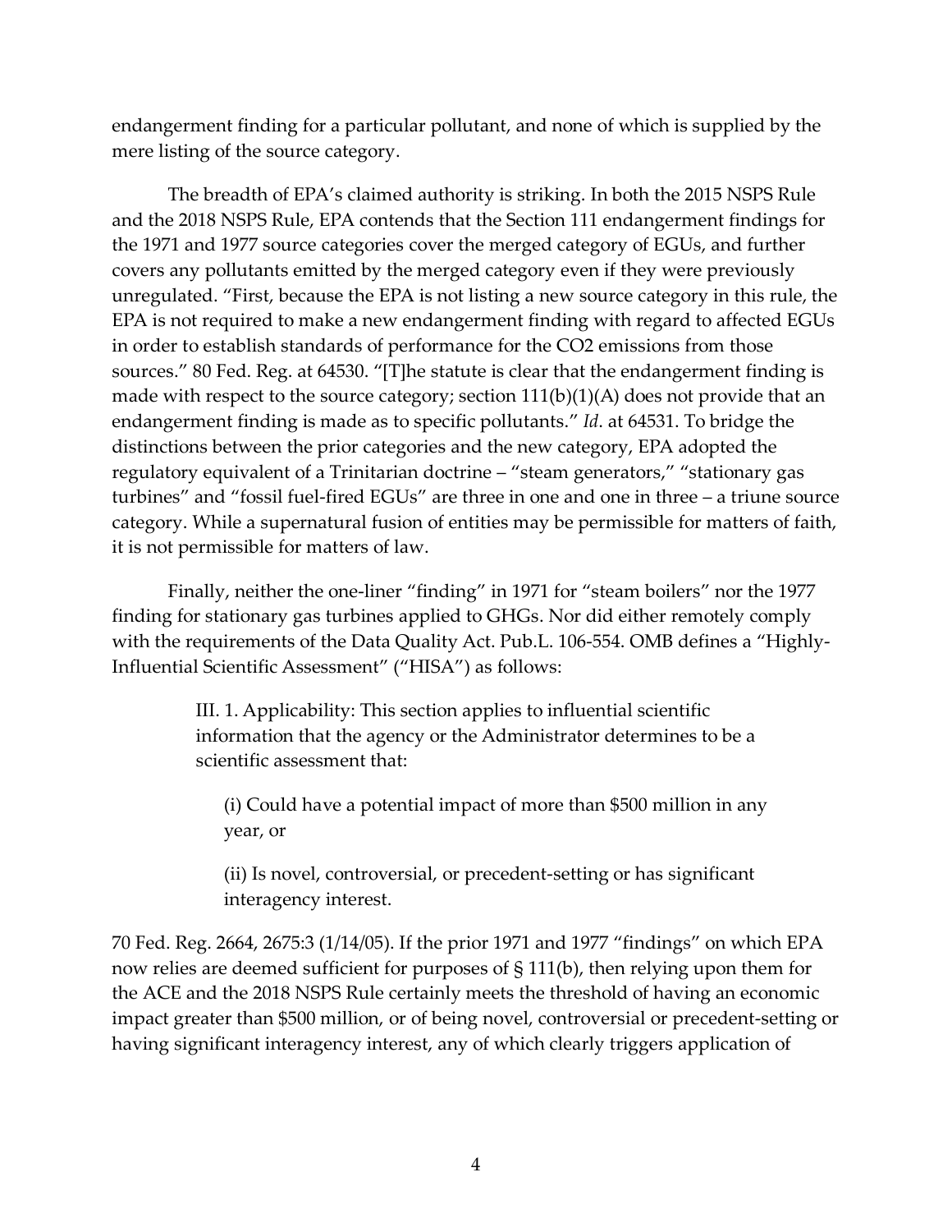endangerment finding for a particular pollutant, and none of which is supplied by the mere listing of the source category.

The breadth of EPA's claimed authority is striking. In both the 2015 NSPS Rule and the 2018 NSPS Rule, EPA contends that the Section 111 endangerment findings for the 1971 and 1977 source categories cover the merged category of EGUs, and further covers any pollutants emitted by the merged category even if they were previously unregulated. "First, because the EPA is not listing a new source category in this rule, the EPA is not required to make a new endangerment finding with regard to affected EGUs in order to establish standards of performance for the CO2 emissions from those sources." 80 Fed. Reg. at 64530. "[T]he statute is clear that the endangerment finding is made with respect to the source category; section 111(b)(1)(A) does not provide that an endangerment finding is made as to specific pollutants." *Id*. at 64531. To bridge the distinctions between the prior categories and the new category, EPA adopted the regulatory equivalent of a Trinitarian doctrine – "steam generators," "stationary gas turbines" and "fossil fuel-fired EGUs" are three in one and one in three – a triune source category. While a supernatural fusion of entities may be permissible for matters of faith, it is not permissible for matters of law.

Finally, neither the one-liner "finding" in 1971 for "steam boilers" nor the 1977 finding for stationary gas turbines applied to GHGs. Nor did either remotely comply with the requirements of the Data Quality Act. Pub.L. 106-554. OMB defines a "Highly-Influential Scientific Assessment" ("HISA") as follows:

> III. 1. Applicability: This section applies to influential scientific information that the agency or the Administrator determines to be a scientific assessment that:
>
> (i) Could have a potential impact of more than $500 million in any year, or
>
> (ii) Is novel, controversial, or precedent-setting or has significant interagency interest.

70 Fed. Reg. 2664, 2675:3 (1/14/05). If the prior 1971 and 1977 "findings" on which EPA now relies are deemed sufficient for purposes of § 111(b), then relying upon them for the ACE and the 2018 NSPS Rule certainly meets the threshold of having an economic impact greater than $500 million, or of being novel, controversial or precedent-setting or having significant interagency interest, any of which clearly triggers application of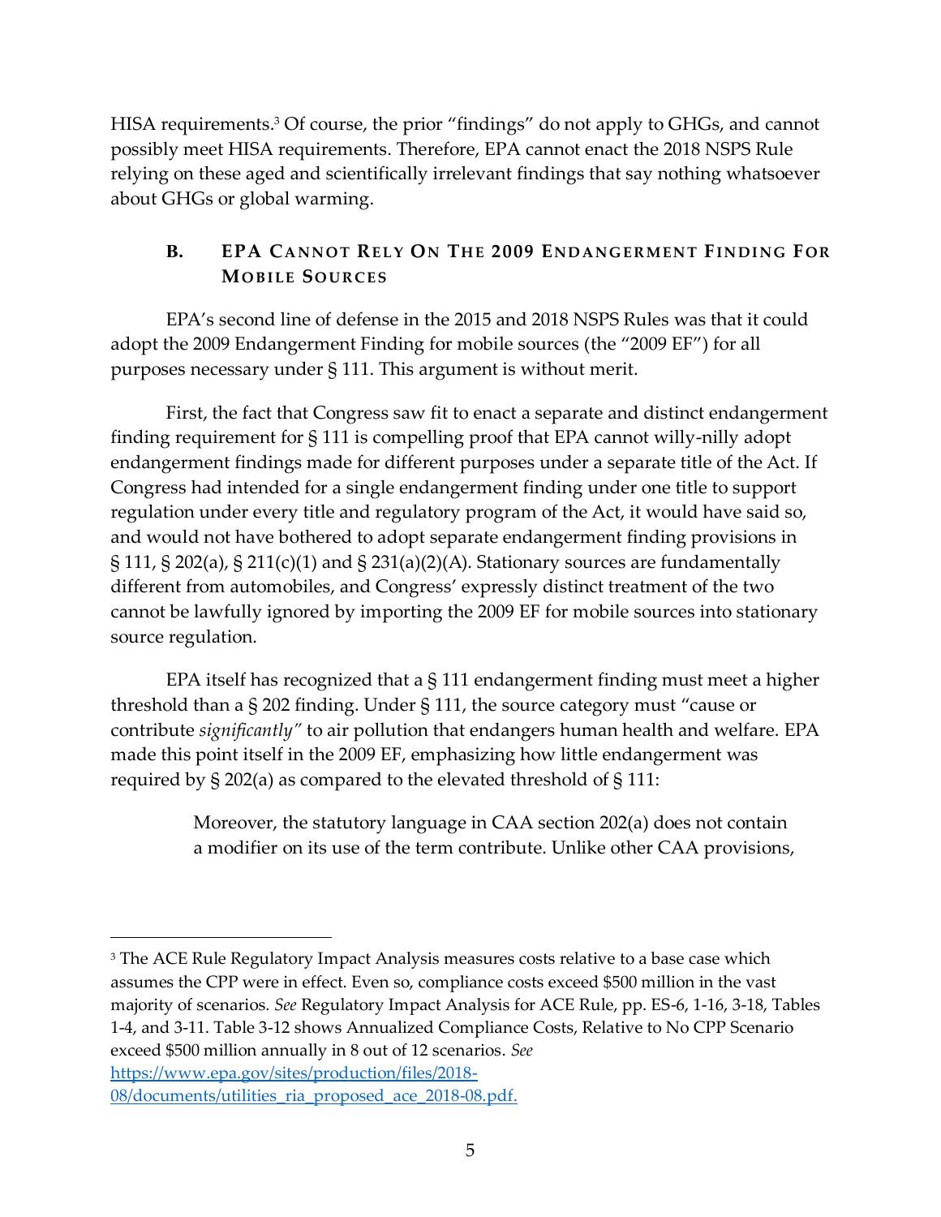HISA requirements.[3] Of course, the prior "findings" do not apply to GHGs, and cannot possibly meet HISA requirements. Therefore, EPA cannot enact the 2018 NSPS Rule relying on these aged and scientifically irrelevant findings that say nothing whatsoever about GHGs or global warming.

### B. EPA Cannot Rely On The 2009 Endangerment Finding For Mobile Sources

EPA's second line of defense in the 2015 and 2018 NSPS Rules was that it could adopt the 2009 Endangerment Finding for mobile sources (the "2009 EF") for all purposes necessary under § 111. This argument is without merit.

First, the fact that Congress saw fit to enact a separate and distinct endangerment finding requirement for § 111 is compelling proof that EPA cannot willy-nilly adopt endangerment findings made for different purposes under a separate title of the Act. If Congress had intended for a single endangerment finding under one title to support regulation under every title and regulatory program of the Act, it would have said so, and would not have bothered to adopt separate endangerment finding provisions in § 111, § 202(a), § 211(c)(1) and § 231(a)(2)(A). Stationary sources are fundamentally different from automobiles, and Congress' expressly distinct treatment of the two cannot be lawfully ignored by importing the 2009 EF for mobile sources into stationary source regulation.

EPA itself has recognized that a § 111 endangerment finding must meet a higher threshold than a § 202 finding. Under § 111, the source category must "cause or contribute *significantly"* to air pollution that endangers human health and welfare. EPA made this point itself in the 2009 EF, emphasizing how little endangerment was required by § 202(a) as compared to the elevated threshold of § 111:

> Moreover, the statutory language in CAA section 202(a) does not contain a modifier on its use of the term contribute. Unlike other CAA provisions,

---

[3] The ACE Rule Regulatory Impact Analysis measures costs relative to a base case which assumes the CPP were in effect. Even so, compliance costs exceed $500 million in the vast majority of scenarios. *See* Regulatory Impact Analysis for ACE Rule, pp. ES-6, 1-16, 3-18, Tables 1-4, and 3-11. Table 3-12 shows Annualized Compliance Costs, Relative to No CPP Scenario exceed $500 million annually in 8 out of 12 scenarios. *See* https://www.epa.gov/sites/production/files/2018-08/documents/utilities_ria_proposed_ace_2018-08.pdf.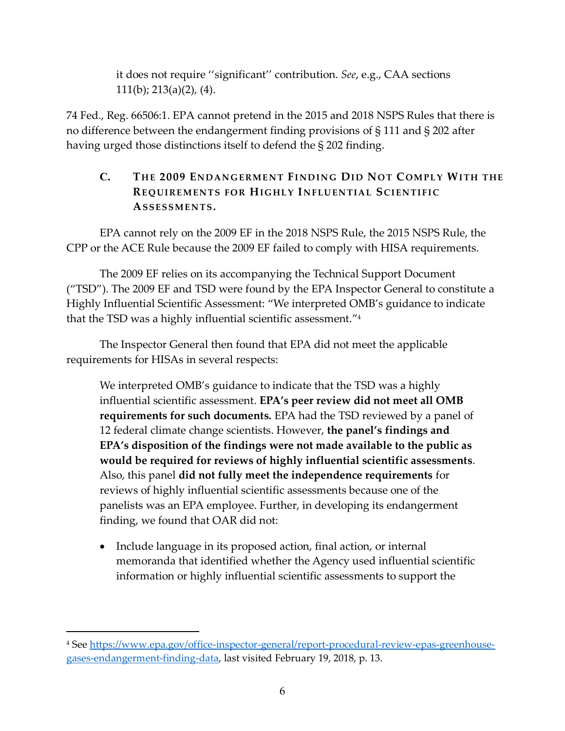> it does not require ''significant'' contribution. *See*, e.g., CAA sections 111(b); 213(a)(2), (4).

74 Fed., Reg. 66506:1. EPA cannot pretend in the 2015 and 2018 NSPS Rules that there is no difference between the endangerment finding provisions of § 111 and § 202 after having urged those distinctions itself to defend the § 202 finding.

### C. THE 2009 ENDANGERMENT FINDING DID NOT COMPLY WITH THE REQUIREMENTS FOR HIGHLY INFLUENTIAL SCIENTIFIC ASSESSMENTS.

EPA cannot rely on the 2009 EF in the 2018 NSPS Rule, the 2015 NSPS Rule, the CPP or the ACE Rule because the 2009 EF failed to comply with HISA requirements.

The 2009 EF relies on its accompanying the Technical Support Document ("TSD"). The 2009 EF and TSD were found by the EPA Inspector General to constitute a Highly Influential Scientific Assessment: "We interpreted OMB's guidance to indicate that the TSD was a highly influential scientific assessment."[4]

The Inspector General then found that EPA did not meet the applicable requirements for HISAs in several respects:

> We interpreted OMB's guidance to indicate that the TSD was a highly influential scientific assessment. **EPA's peer review did not meet all OMB requirements for such documents.** EPA had the TSD reviewed by a panel of 12 federal climate change scientists. However, **the panel's findings and EPA's disposition of the findings were not made available to the public as would be required for reviews of highly influential scientific assessments**. Also, this panel **did not fully meet the independence requirements** for reviews of highly influential scientific assessments because one of the panelists was an EPA employee. Further, in developing its endangerment finding, we found that OAR did not:
>
> - Include language in its proposed action, final action, or internal memoranda that identified whether the Agency used influential scientific information or highly influential scientific assessments to support the

---

[4] See https://www.epa.gov/office-inspector-general/report-procedural-review-epas-greenhouse-gases-endangerment-finding-data, last visited February 19, 2018, p. 13.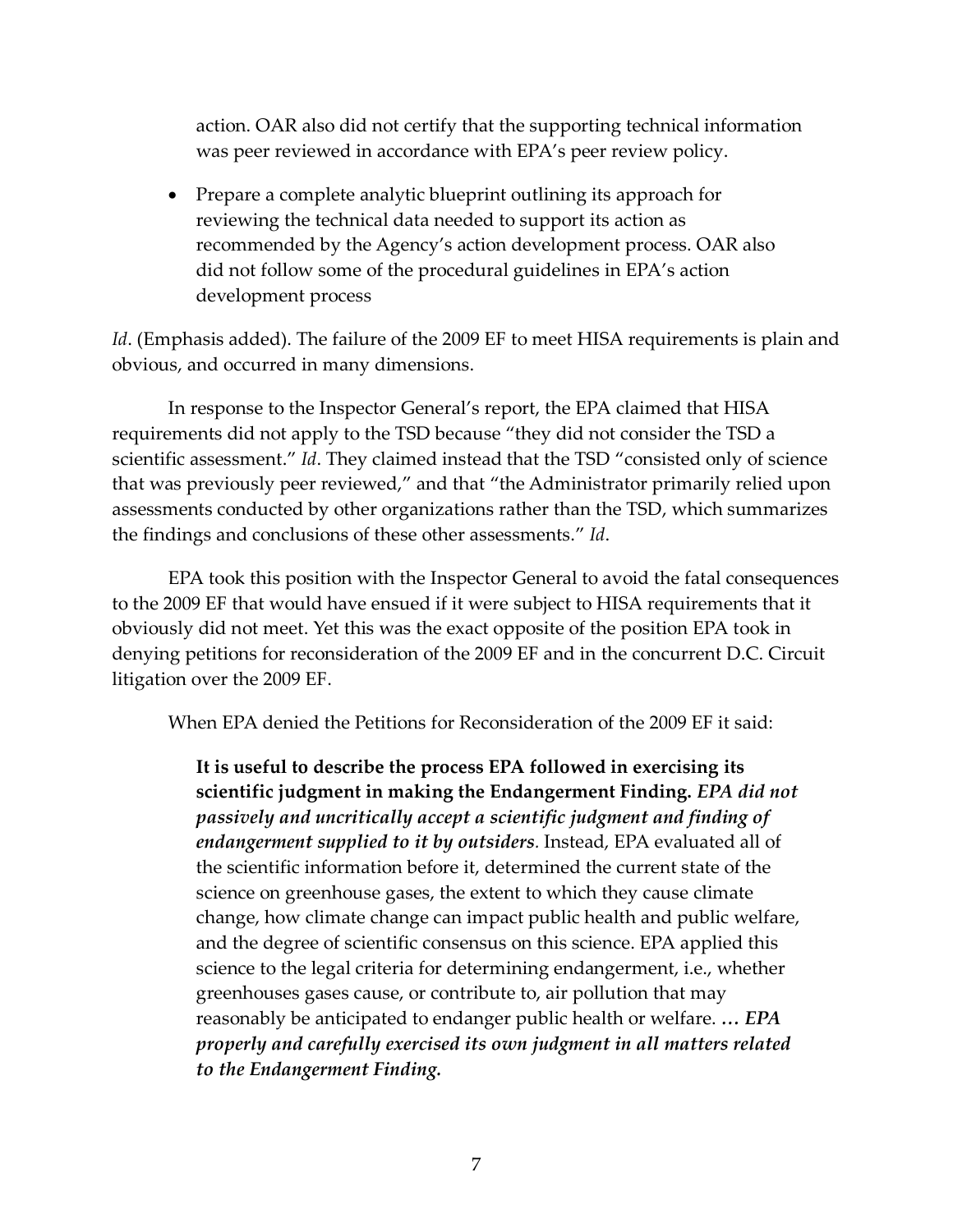action. OAR also did not certify that the supporting technical information was peer reviewed in accordance with EPA's peer review policy.

- Prepare a complete analytic blueprint outlining its approach for reviewing the technical data needed to support its action as recommended by the Agency's action development process. OAR also did not follow some of the procedural guidelines in EPA's action development process

*Id*. (Emphasis added). The failure of the 2009 EF to meet HISA requirements is plain and obvious, and occurred in many dimensions.

In response to the Inspector General's report, the EPA claimed that HISA requirements did not apply to the TSD because "they did not consider the TSD a scientific assessment." *Id*. They claimed instead that the TSD "consisted only of science that was previously peer reviewed," and that "the Administrator primarily relied upon assessments conducted by other organizations rather than the TSD, which summarizes the findings and conclusions of these other assessments." *Id*.

EPA took this position with the Inspector General to avoid the fatal consequences to the 2009 EF that would have ensued if it were subject to HISA requirements that it obviously did not meet. Yet this was the exact opposite of the position EPA took in denying petitions for reconsideration of the 2009 EF and in the concurrent D.C. Circuit litigation over the 2009 EF.

When EPA denied the Petitions for Reconsideration of the 2009 EF it said:

> **It is useful to describe the process EPA followed in exercising its scientific judgment in making the Endangerment Finding.** ***EPA did not passively and uncritically accept a scientific judgment and finding of endangerment supplied to it by outsiders***. Instead, EPA evaluated all of the scientific information before it, determined the current state of the science on greenhouse gases, the extent to which they cause climate change, how climate change can impact public health and public welfare, and the degree of scientific consensus on this science. EPA applied this science to the legal criteria for determining endangerment, i.e., whether greenhouses gases cause, or contribute to, air pollution that may reasonably be anticipated to endanger public health or welfare. … ***EPA properly and carefully exercised its own judgment in all matters related to the Endangerment Finding.***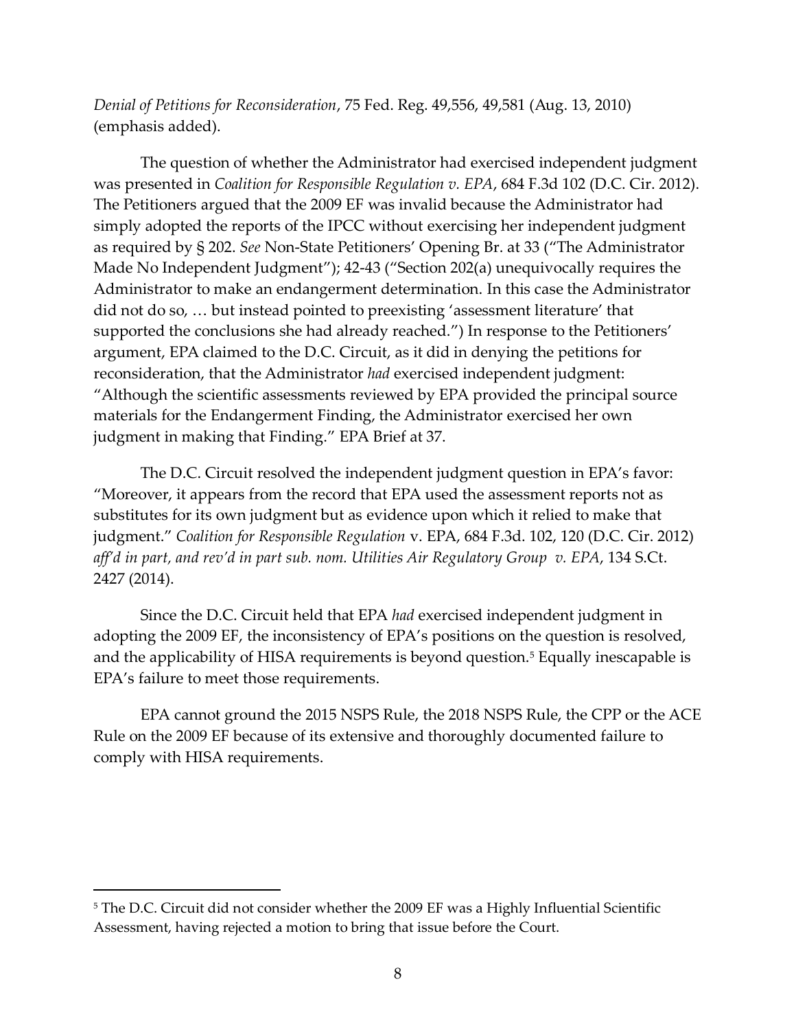*Denial of Petitions for Reconsideration*, 75 Fed. Reg. 49,556, 49,581 (Aug. 13, 2010) (emphasis added).

The question of whether the Administrator had exercised independent judgment was presented in *Coalition for Responsible Regulation v. EPA*, 684 F.3d 102 (D.C. Cir. 2012). The Petitioners argued that the 2009 EF was invalid because the Administrator had simply adopted the reports of the IPCC without exercising her independent judgment as required by § 202. *See* Non-State Petitioners' Opening Br. at 33 ("The Administrator Made No Independent Judgment"); 42-43 ("Section 202(a) unequivocally requires the Administrator to make an endangerment determination. In this case the Administrator did not do so, … but instead pointed to preexisting 'assessment literature' that supported the conclusions she had already reached.") In response to the Petitioners' argument, EPA claimed to the D.C. Circuit, as it did in denying the petitions for reconsideration, that the Administrator *had* exercised independent judgment: "Although the scientific assessments reviewed by EPA provided the principal source materials for the Endangerment Finding, the Administrator exercised her own judgment in making that Finding." EPA Brief at 37.

The D.C. Circuit resolved the independent judgment question in EPA's favor: "Moreover, it appears from the record that EPA used the assessment reports not as substitutes for its own judgment but as evidence upon which it relied to make that judgment." *Coalition for Responsible Regulation* v. EPA, 684 F.3d. 102, 120 (D.C. Cir. 2012) *aff'd in part, and rev'd in part sub. nom. Utilities Air Regulatory Group v. EPA*, 134 S.Ct. 2427 (2014).

Since the D.C. Circuit held that EPA *had* exercised independent judgment in adopting the 2009 EF, the inconsistency of EPA's positions on the question is resolved, and the applicability of HISA requirements is beyond question.[5] Equally inescapable is EPA's failure to meet those requirements.

EPA cannot ground the 2015 NSPS Rule, the 2018 NSPS Rule, the CPP or the ACE Rule on the 2009 EF because of its extensive and thoroughly documented failure to comply with HISA requirements.

---

[5] The D.C. Circuit did not consider whether the 2009 EF was a Highly Influential Scientific Assessment, having rejected a motion to bring that issue before the Court.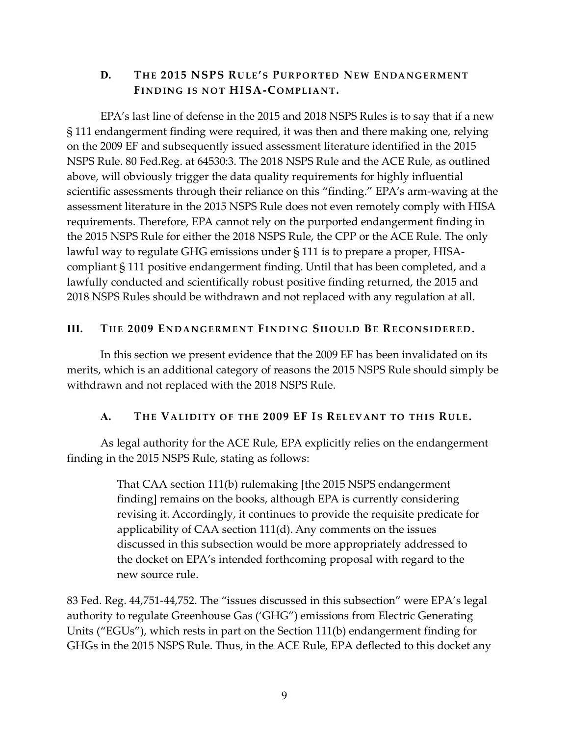### D. The 2015 NSPS Rule's Purported New Endangerment Finding is not HISA-Compliant.

EPA's last line of defense in the 2015 and 2018 NSPS Rules is to say that if a new § 111 endangerment finding were required, it was then and there making one, relying on the 2009 EF and subsequently issued assessment literature identified in the 2015 NSPS Rule. 80 Fed.Reg. at 64530:3. The 2018 NSPS Rule and the ACE Rule, as outlined above, will obviously trigger the data quality requirements for highly influential scientific assessments through their reliance on this "finding." EPA's arm-waving at the assessment literature in the 2015 NSPS Rule does not even remotely comply with HISA requirements. Therefore, EPA cannot rely on the purported endangerment finding in the 2015 NSPS Rule for either the 2018 NSPS Rule, the CPP or the ACE Rule. The only lawful way to regulate GHG emissions under § 111 is to prepare a proper, HISA-compliant § 111 positive endangerment finding. Until that has been completed, and a lawfully conducted and scientifically robust positive finding returned, the 2015 and 2018 NSPS Rules should be withdrawn and not replaced with any regulation at all.

## III. The 2009 Endangerment Finding Should Be Reconsidered.

In this section we present evidence that the 2009 EF has been invalidated on its merits, which is an additional category of reasons the 2015 NSPS Rule should simply be withdrawn and not replaced with the 2018 NSPS Rule.

### A. The Validity of the 2009 EF Is Relevant to this Rule.

As legal authority for the ACE Rule, EPA explicitly relies on the endangerment finding in the 2015 NSPS Rule, stating as follows:

> That CAA section 111(b) rulemaking [the 2015 NSPS endangerment finding] remains on the books, although EPA is currently considering revising it. Accordingly, it continues to provide the requisite predicate for applicability of CAA section 111(d). Any comments on the issues discussed in this subsection would be more appropriately addressed to the docket on EPA's intended forthcoming proposal with regard to the new source rule.

83 Fed. Reg. 44,751-44,752. The "issues discussed in this subsection" were EPA's legal authority to regulate Greenhouse Gas ('GHG") emissions from Electric Generating Units ("EGUs"), which rests in part on the Section 111(b) endangerment finding for GHGs in the 2015 NSPS Rule. Thus, in the ACE Rule, EPA deflected to this docket any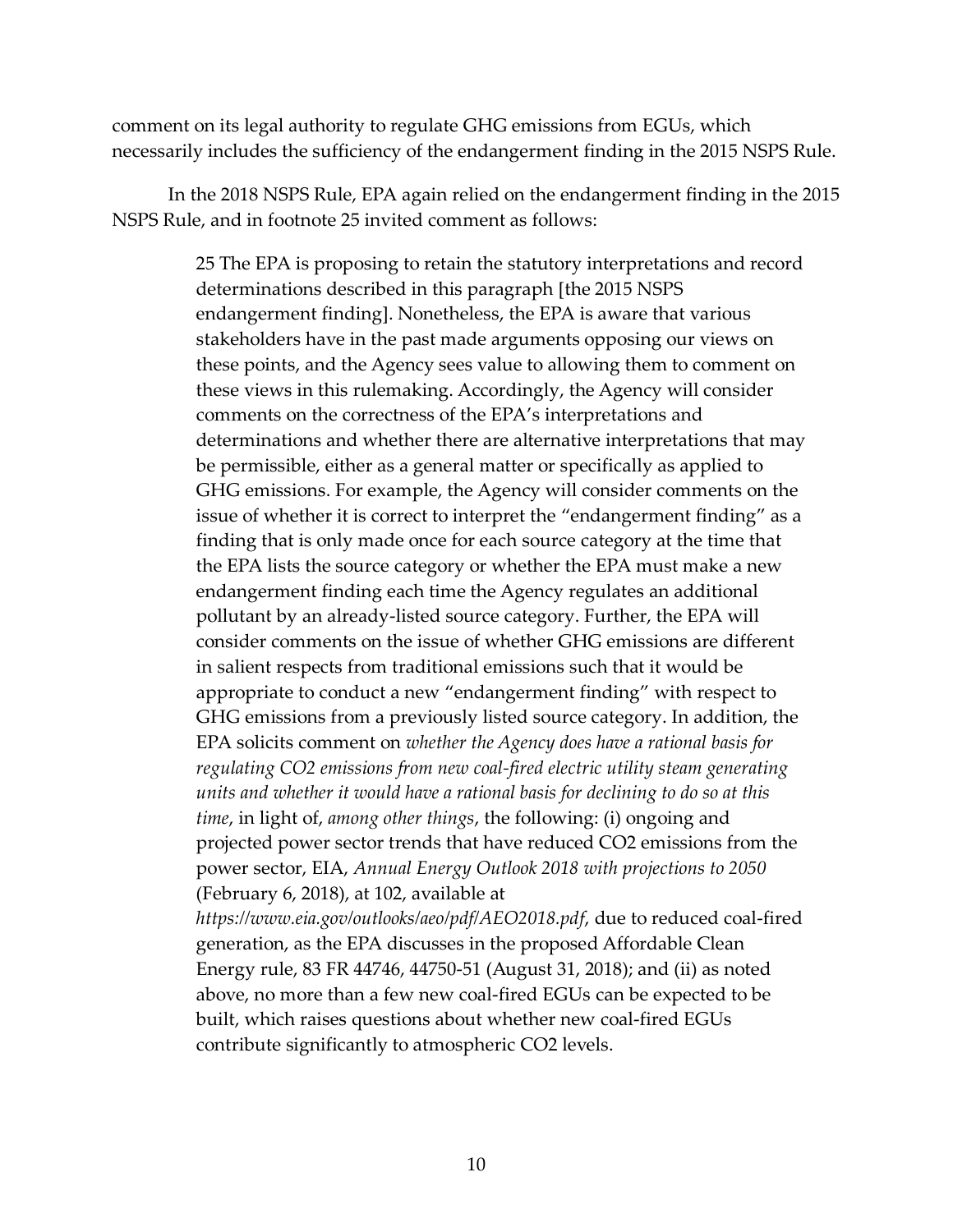comment on its legal authority to regulate GHG emissions from EGUs, which necessarily includes the sufficiency of the endangerment finding in the 2015 NSPS Rule.

In the 2018 NSPS Rule, EPA again relied on the endangerment finding in the 2015 NSPS Rule, and in footnote 25 invited comment as follows:

> 25 The EPA is proposing to retain the statutory interpretations and record determinations described in this paragraph [the 2015 NSPS endangerment finding]. Nonetheless, the EPA is aware that various stakeholders have in the past made arguments opposing our views on these points, and the Agency sees value to allowing them to comment on these views in this rulemaking. Accordingly, the Agency will consider comments on the correctness of the EPA's interpretations and determinations and whether there are alternative interpretations that may be permissible, either as a general matter or specifically as applied to GHG emissions. For example, the Agency will consider comments on the issue of whether it is correct to interpret the "endangerment finding" as a finding that is only made once for each source category at the time that the EPA lists the source category or whether the EPA must make a new endangerment finding each time the Agency regulates an additional pollutant by an already-listed source category. Further, the EPA will consider comments on the issue of whether GHG emissions are different in salient respects from traditional emissions such that it would be appropriate to conduct a new "endangerment finding" with respect to GHG emissions from a previously listed source category. In addition, the EPA solicits comment on *whether the Agency does have a rational basis for regulating CO2 emissions from new coal-fired electric utility steam generating units and whether it would have a rational basis for declining to do so at this time*, in light of, *among other things*, the following: (i) ongoing and projected power sector trends that have reduced CO2 emissions from the power sector, EIA, *Annual Energy Outlook 2018 with projections to 2050* (February 6, 2018), at 102, available at *https://www.eia.gov/outlooks/aeo/pdf/AEO2018.pdf*, due to reduced coal-fired generation, as the EPA discusses in the proposed Affordable Clean Energy rule, 83 FR 44746, 44750-51 (August 31, 2018); and (ii) as noted above, no more than a few new coal-fired EGUs can be expected to be built, which raises questions about whether new coal-fired EGUs contribute significantly to atmospheric CO2 levels.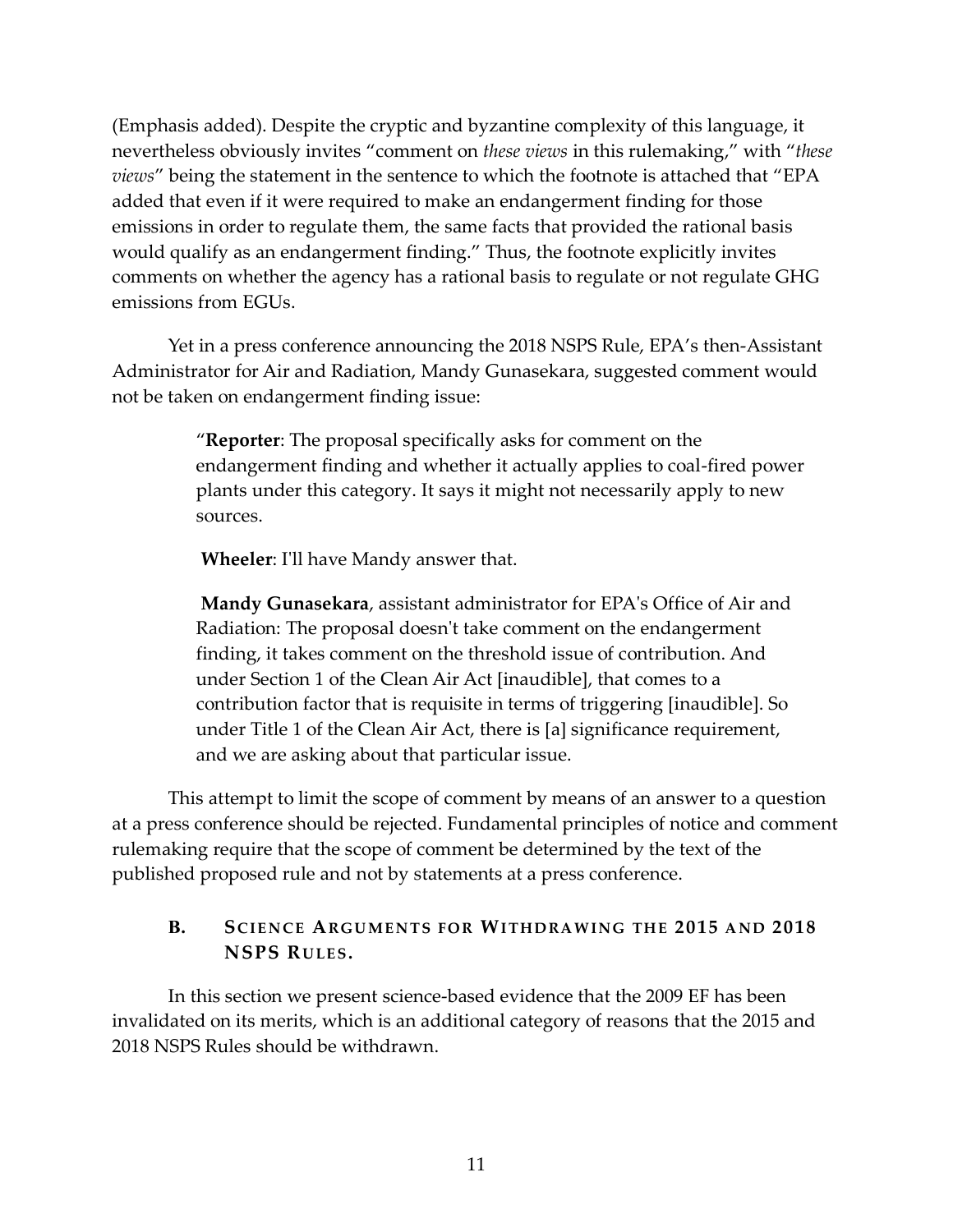(Emphasis added). Despite the cryptic and byzantine complexity of this language, it nevertheless obviously invites "comment on *these views* in this rulemaking," with "*these views*" being the statement in the sentence to which the footnote is attached that "EPA added that even if it were required to make an endangerment finding for those emissions in order to regulate them, the same facts that provided the rational basis would qualify as an endangerment finding." Thus, the footnote explicitly invites comments on whether the agency has a rational basis to regulate or not regulate GHG emissions from EGUs.

Yet in a press conference announcing the 2018 NSPS Rule, EPA's then-Assistant Administrator for Air and Radiation, Mandy Gunasekara, suggested comment would not be taken on endangerment finding issue:

> "**Reporter**: The proposal specifically asks for comment on the endangerment finding and whether it actually applies to coal-fired power plants under this category. It says it might not necessarily apply to new sources.
>
> **Wheeler**: I'll have Mandy answer that.
>
> **Mandy Gunasekara**, assistant administrator for EPA's Office of Air and Radiation: The proposal doesn't take comment on the endangerment finding, it takes comment on the threshold issue of contribution. And under Section 1 of the Clean Air Act [inaudible], that comes to a contribution factor that is requisite in terms of triggering [inaudible]. So under Title 1 of the Clean Air Act, there is [a] significance requirement, and we are asking about that particular issue.

This attempt to limit the scope of comment by means of an answer to a question at a press conference should be rejected. Fundamental principles of notice and comment rulemaking require that the scope of comment be determined by the text of the published proposed rule and not by statements at a press conference.

### B. Science Arguments for Withdrawing the 2015 and 2018 NSPS Rules.

In this section we present science-based evidence that the 2009 EF has been invalidated on its merits, which is an additional category of reasons that the 2015 and 2018 NSPS Rules should be withdrawn.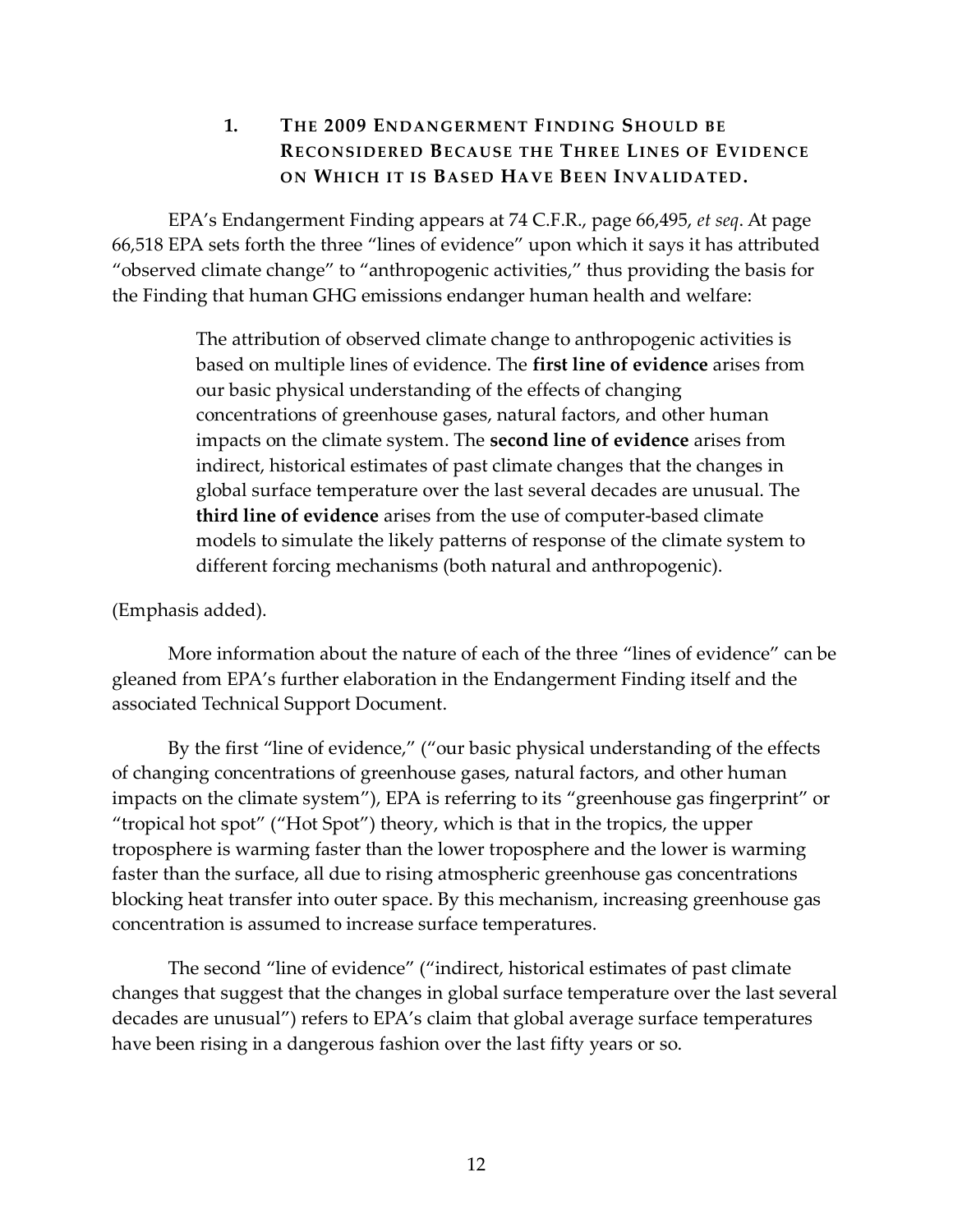## 1. THE 2009 ENDANGERMENT FINDING SHOULD BE RECONSIDERED BECAUSE THE THREE LINES OF EVIDENCE ON WHICH IT IS BASED HAVE BEEN INVALIDATED.

EPA's Endangerment Finding appears at 74 C.F.R., page 66,495, *et seq*. At page 66,518 EPA sets forth the three "lines of evidence" upon which it says it has attributed "observed climate change" to "anthropogenic activities," thus providing the basis for the Finding that human GHG emissions endanger human health and welfare:

> The attribution of observed climate change to anthropogenic activities is based on multiple lines of evidence. The **first line of evidence** arises from our basic physical understanding of the effects of changing concentrations of greenhouse gases, natural factors, and other human impacts on the climate system. The **second line of evidence** arises from indirect, historical estimates of past climate changes that the changes in global surface temperature over the last several decades are unusual. The **third line of evidence** arises from the use of computer-based climate models to simulate the likely patterns of response of the climate system to different forcing mechanisms (both natural and anthropogenic).

(Emphasis added).

More information about the nature of each of the three "lines of evidence" can be gleaned from EPA's further elaboration in the Endangerment Finding itself and the associated Technical Support Document.

By the first "line of evidence," ("our basic physical understanding of the effects of changing concentrations of greenhouse gases, natural factors, and other human impacts on the climate system"), EPA is referring to its "greenhouse gas fingerprint" or "tropical hot spot" ("Hot Spot") theory, which is that in the tropics, the upper troposphere is warming faster than the lower troposphere and the lower is warming faster than the surface, all due to rising atmospheric greenhouse gas concentrations blocking heat transfer into outer space. By this mechanism, increasing greenhouse gas concentration is assumed to increase surface temperatures.

The second "line of evidence" ("indirect, historical estimates of past climate changes that suggest that the changes in global surface temperature over the last several decades are unusual") refers to EPA's claim that global average surface temperatures have been rising in a dangerous fashion over the last fifty years or so.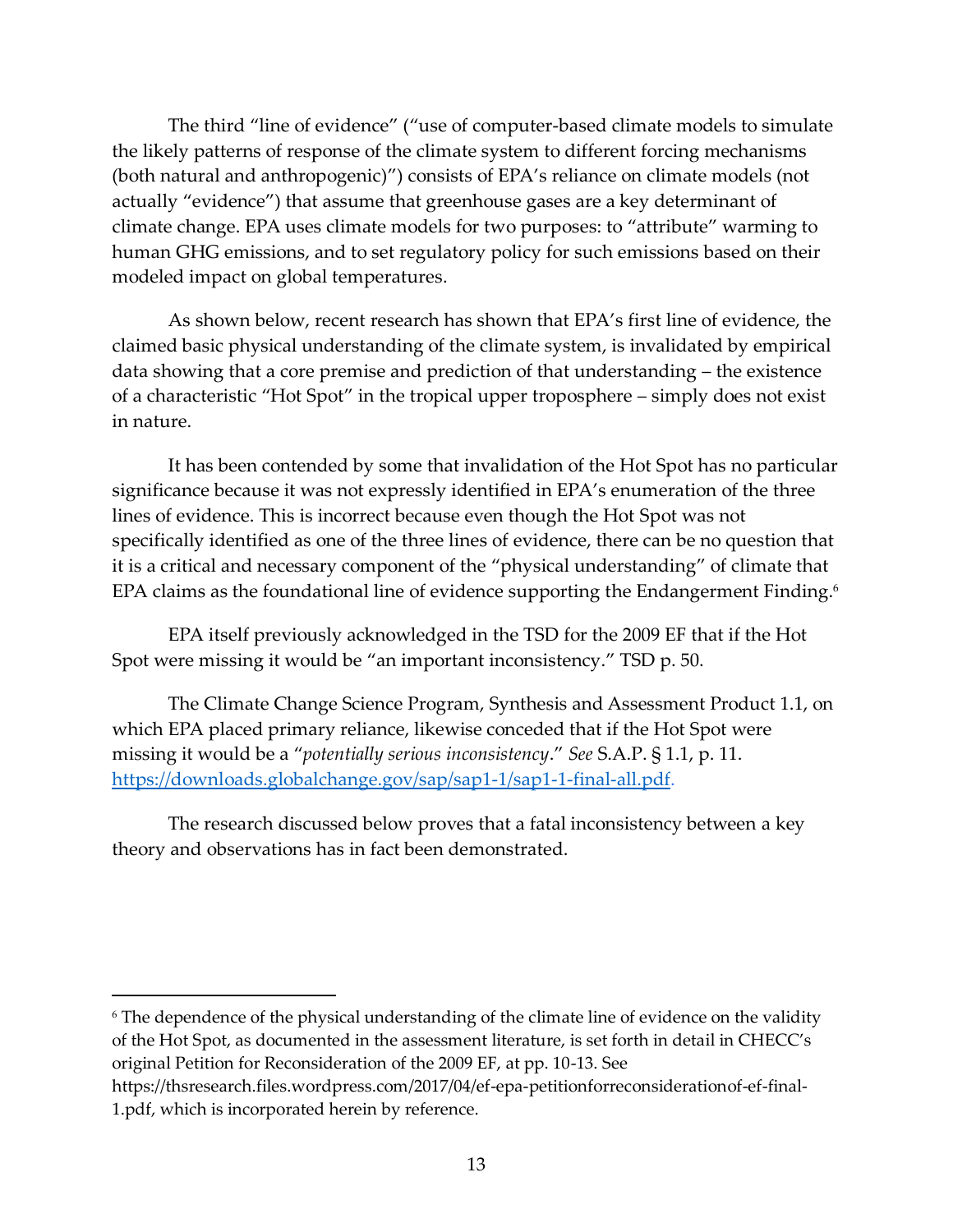The third "line of evidence" ("use of computer-based climate models to simulate the likely patterns of response of the climate system to different forcing mechanisms (both natural and anthropogenic)") consists of EPA's reliance on climate models (not actually "evidence") that assume that greenhouse gases are a key determinant of climate change. EPA uses climate models for two purposes: to "attribute" warming to human GHG emissions, and to set regulatory policy for such emissions based on their modeled impact on global temperatures.

As shown below, recent research has shown that EPA's first line of evidence, the claimed basic physical understanding of the climate system, is invalidated by empirical data showing that a core premise and prediction of that understanding – the existence of a characteristic "Hot Spot" in the tropical upper troposphere – simply does not exist in nature.

It has been contended by some that invalidation of the Hot Spot has no particular significance because it was not expressly identified in EPA's enumeration of the three lines of evidence. This is incorrect because even though the Hot Spot was not specifically identified as one of the three lines of evidence, there can be no question that it is a critical and necessary component of the "physical understanding" of climate that EPA claims as the foundational line of evidence supporting the Endangerment Finding.[6]

EPA itself previously acknowledged in the TSD for the 2009 EF that if the Hot Spot were missing it would be "an important inconsistency." TSD p. 50.

The Climate Change Science Program, Synthesis and Assessment Product 1.1, on which EPA placed primary reliance, likewise conceded that if the Hot Spot were missing it would be a "*potentially serious inconsistency*." *See* S.A.P. § 1.1, p. 11. https://downloads.globalchange.gov/sap/sap1-1/sap1-1-final-all.pdf.

The research discussed below proves that a fatal inconsistency between a key theory and observations has in fact been demonstrated.

---

[6] The dependence of the physical understanding of the climate line of evidence on the validity of the Hot Spot, as documented in the assessment literature, is set forth in detail in CHECC's original Petition for Reconsideration of the 2009 EF, at pp. 10-13. See https://thsresearch.files.wordpress.com/2017/04/ef-epa-petitionforreconsiderationof-ef-final-1.pdf, which is incorporated herein by reference.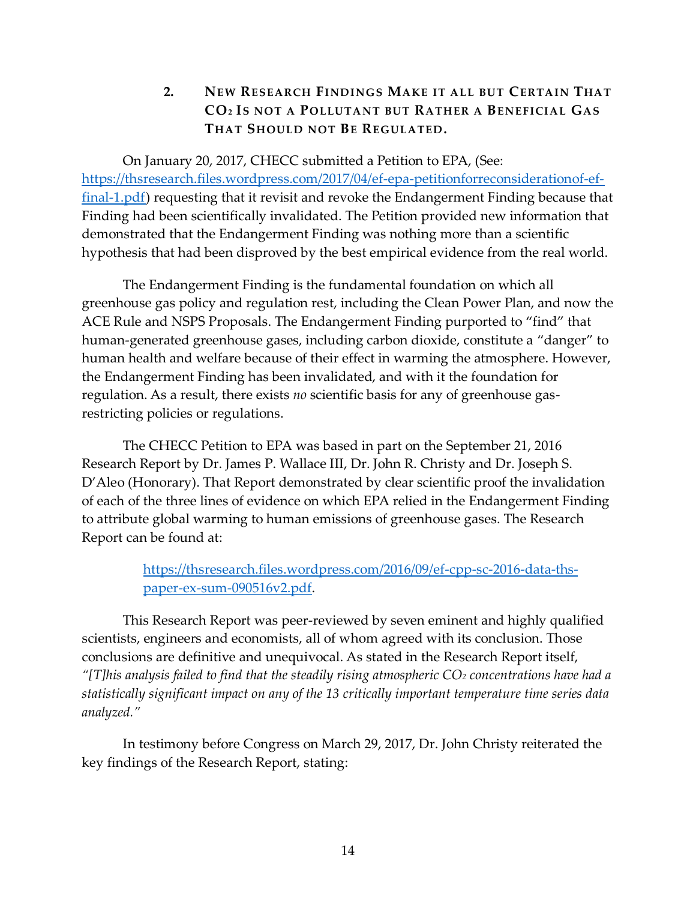### 2. New Research Findings Make it all but Certain That $CO_2$ Is not a Pollutant but Rather a Beneficial Gas That Should not Be Regulated.

On January 20, 2017, CHECC submitted a Petition to EPA, (See: [https://thsresearch.files.wordpress.com/2017/04/ef-epa-petitionforreconsiderationof-ef-final-1.pdf](https://thsresearch.files.wordpress.com/2017/04/ef-epa-petitionforreconsiderationof-ef-final-1.pdf)) requesting that it revisit and revoke the Endangerment Finding because that Finding had been scientifically invalidated. The Petition provided new information that demonstrated that the Endangerment Finding was nothing more than a scientific hypothesis that had been disproved by the best empirical evidence from the real world.

The Endangerment Finding is the fundamental foundation on which all greenhouse gas policy and regulation rest, including the Clean Power Plan, and now the ACE Rule and NSPS Proposals. The Endangerment Finding purported to "find" that human-generated greenhouse gases, including carbon dioxide, constitute a "danger" to human health and welfare because of their effect in warming the atmosphere. However, the Endangerment Finding has been invalidated, and with it the foundation for regulation. As a result, there exists *no* scientific basis for any of greenhouse gas-restricting policies or regulations.

The CHECC Petition to EPA was based in part on the September 21, 2016 Research Report by Dr. James P. Wallace III, Dr. John R. Christy and Dr. Joseph S. D'Aleo (Honorary). That Report demonstrated by clear scientific proof the invalidation of each of the three lines of evidence on which EPA relied in the Endangerment Finding to attribute global warming to human emissions of greenhouse gases. The Research Report can be found at:

> [https://thsresearch.files.wordpress.com/2016/09/ef-cpp-sc-2016-data-ths-paper-ex-sum-090516v2.pdf](https://thsresearch.files.wordpress.com/2016/09/ef-cpp-sc-2016-data-ths-paper-ex-sum-090516v2.pdf).

This Research Report was peer-reviewed by seven eminent and highly qualified scientists, engineers and economists, all of whom agreed with its conclusion. Those conclusions are definitive and unequivocal. As stated in the Research Report itself, *"[T]his analysis failed to find that the steadily rising atmospheric $CO_2$ concentrations have had a statistically significant impact on any of the 13 critically important temperature time series data analyzed."*

In testimony before Congress on March 29, 2017, Dr. John Christy reiterated the key findings of the Research Report, stating: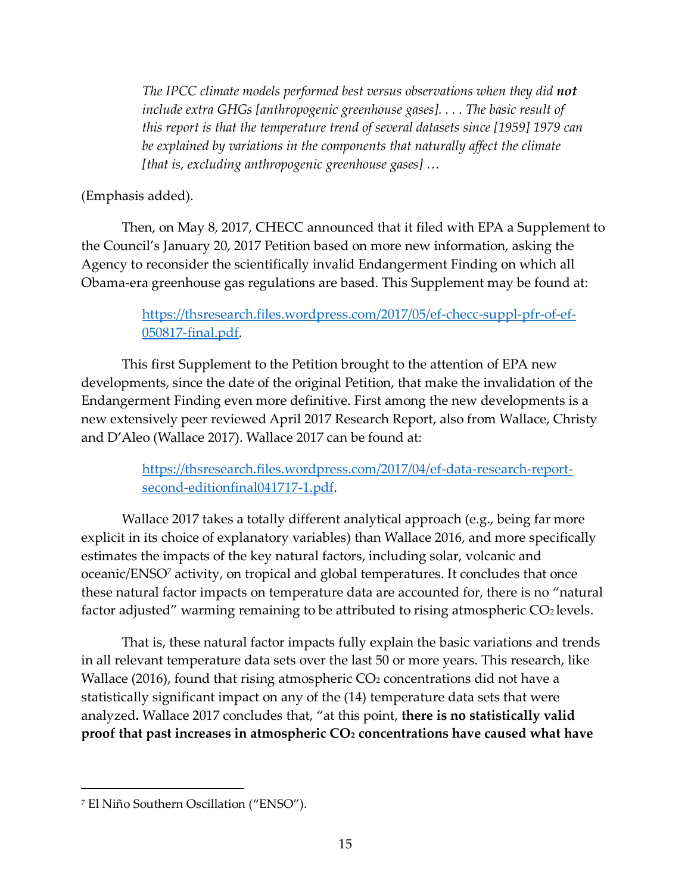> *The IPCC climate models performed best versus observations when they did* ***not*** *include extra GHGs [anthropogenic greenhouse gases]. . . . The basic result of this report is that the temperature trend of several datasets since [1959] 1979 can be explained by variations in the components that naturally affect the climate [that is, excluding anthropogenic greenhouse gases] …*

(Emphasis added).

Then, on May 8, 2017, CHECC announced that it filed with EPA a Supplement to the Council's January 20, 2017 Petition based on more new information, asking the Agency to reconsider the scientifically invalid Endangerment Finding on which all Obama-era greenhouse gas regulations are based. This Supplement may be found at:

> [https://thsresearch.files.wordpress.com/2017/05/ef-checc-suppl-pfr-of-ef-050817-final.pdf](https://thsresearch.files.wordpress.com/2017/05/ef-checc-suppl-pfr-of-ef-050817-final.pdf).

This first Supplement to the Petition brought to the attention of EPA new developments, since the date of the original Petition, that make the invalidation of the Endangerment Finding even more definitive. First among the new developments is a new extensively peer reviewed April 2017 Research Report, also from Wallace, Christy and D'Aleo (Wallace 2017). Wallace 2017 can be found at:

> [https://thsresearch.files.wordpress.com/2017/04/ef-data-research-report-second-editionfinal041717-1.pdf](https://thsresearch.files.wordpress.com/2017/04/ef-data-research-report-second-editionfinal041717-1.pdf).

Wallace 2017 takes a totally different analytical approach (e.g., being far more explicit in its choice of explanatory variables) than Wallace 2016, and more specifically estimates the impacts of the key natural factors, including solar, volcanic and oceanic/ENSO[7] activity, on tropical and global temperatures. It concludes that once these natural factor impacts on temperature data are accounted for, there is no "natural factor adjusted" warming remaining to be attributed to rising atmospheric $CO_2$ levels.

That is, these natural factor impacts fully explain the basic variations and trends in all relevant temperature data sets over the last 50 or more years. This research, like Wallace (2016), found that rising atmospheric $CO_2$ concentrations did not have a statistically significant impact on any of the (14) temperature data sets that were analyzed**.** Wallace 2017 concludes that, "at this point, **there is no statistically valid proof that past increases in atmospheric $CO_2$ concentrations have caused what have**

---

[7] El Niño Southern Oscillation ("ENSO").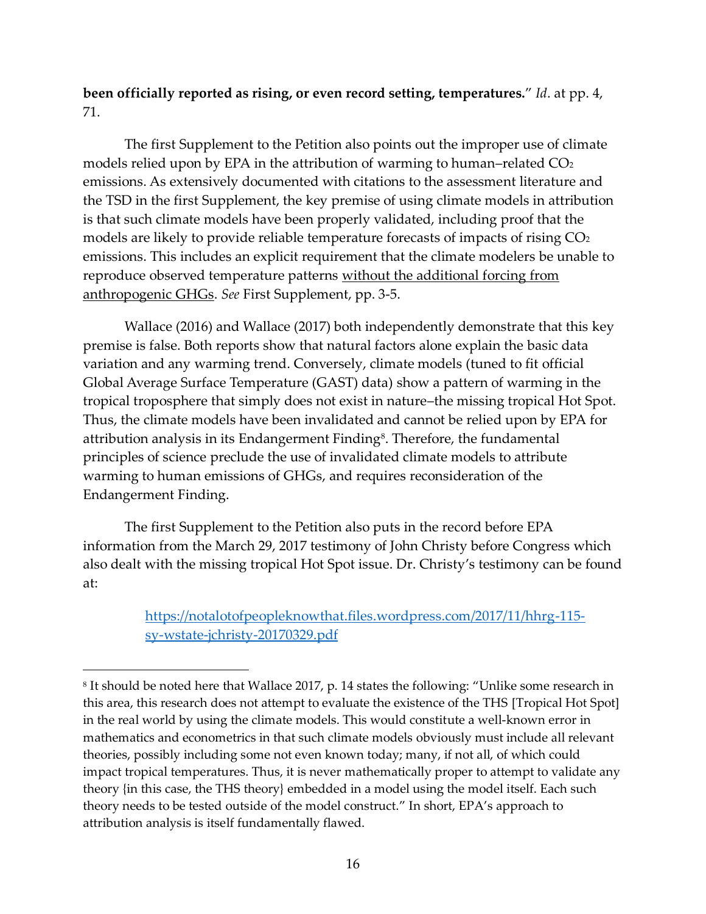**been officially reported as rising, or even record setting, temperatures.**" *Id*. at pp. 4, 71.

The first Supplement to the Petition also points out the improper use of climate models relied upon by EPA in the attribution of warming to human–related $CO_2$ emissions. As extensively documented with citations to the assessment literature and the TSD in the first Supplement, the key premise of using climate models in attribution is that such climate models have been properly validated, including proof that the models are likely to provide reliable temperature forecasts of impacts of rising $CO_2$ emissions. This includes an explicit requirement that the climate modelers be unable to reproduce observed temperature patterns <u>without the additional forcing from anthropogenic GHGs</u>. *See* First Supplement, pp. 3-5.

Wallace (2016) and Wallace (2017) both independently demonstrate that this key premise is false. Both reports show that natural factors alone explain the basic data variation and any warming trend. Conversely, climate models (tuned to fit official Global Average Surface Temperature (GAST) data) show a pattern of warming in the tropical troposphere that simply does not exist in nature–the missing tropical Hot Spot. Thus, the climate models have been invalidated and cannot be relied upon by EPA for attribution analysis in its Endangerment Finding[8]. Therefore, the fundamental principles of science preclude the use of invalidated climate models to attribute warming to human emissions of GHGs, and requires reconsideration of the Endangerment Finding.

The first Supplement to the Petition also puts in the record before EPA information from the March 29, 2017 testimony of John Christy before Congress which also dealt with the missing tropical Hot Spot issue. Dr. Christy's testimony can be found at:

> https://notalotofpeopleknowthat.files.wordpress.com/2017/11/hhrg-115-sy-wstate-jchristy-20170329.pdf

---

[8] It should be noted here that Wallace 2017, p. 14 states the following: "Unlike some research in this area, this research does not attempt to evaluate the existence of the THS [Tropical Hot Spot] in the real world by using the climate models. This would constitute a well-known error in mathematics and econometrics in that such climate models obviously must include all relevant theories, possibly including some not even known today; many, if not all, of which could impact tropical temperatures. Thus, it is never mathematically proper to attempt to validate any theory {in this case, the THS theory} embedded in a model using the model itself. Each such theory needs to be tested outside of the model construct." In short, EPA's approach to attribution analysis is itself fundamentally flawed.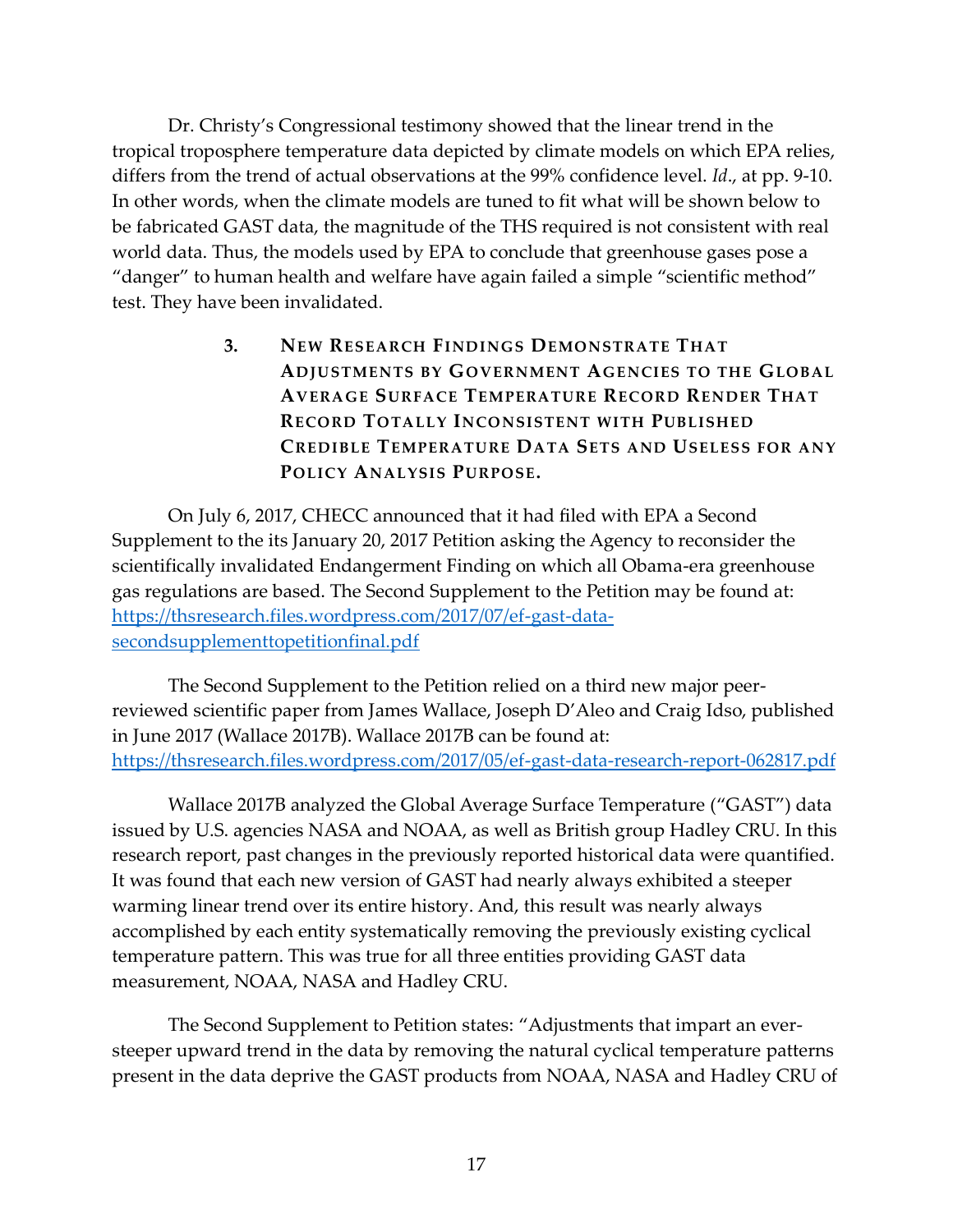Dr. Christy's Congressional testimony showed that the linear trend in the tropical troposphere temperature data depicted by climate models on which EPA relies, differs from the trend of actual observations at the 99% confidence level. *Id*., at pp. 9-10. In other words, when the climate models are tuned to fit what will be shown below to be fabricated GAST data, the magnitude of the THS required is not consistent with real world data. Thus, the models used by EPA to conclude that greenhouse gases pose a "danger" to human health and welfare have again failed a simple "scientific method" test. They have been invalidated.

### 3. NEW RESEARCH FINDINGS DEMONSTRATE THAT ADJUSTMENTS BY GOVERNMENT AGENCIES TO THE GLOBAL AVERAGE SURFACE TEMPERATURE RECORD RENDER THAT RECORD TOTALLY INCONSISTENT WITH PUBLISHED CREDIBLE TEMPERATURE DATA SETS AND USELESS FOR ANY POLICY ANALYSIS PURPOSE.

On July 6, 2017, CHECC announced that it had filed with EPA a Second Supplement to the its January 20, 2017 Petition asking the Agency to reconsider the scientifically invalidated Endangerment Finding on which all Obama-era greenhouse gas regulations are based. The Second Supplement to the Petition may be found at: https://thsresearch.files.wordpress.com/2017/07/ef-gast-data-secondsupplementtopetitionfinal.pdf

The Second Supplement to the Petition relied on a third new major peer-reviewed scientific paper from James Wallace, Joseph D'Aleo and Craig Idso, published in June 2017 (Wallace 2017B). Wallace 2017B can be found at: https://thsresearch.files.wordpress.com/2017/05/ef-gast-data-research-report-062817.pdf

Wallace 2017B analyzed the Global Average Surface Temperature ("GAST") data issued by U.S. agencies NASA and NOAA, as well as British group Hadley CRU. In this research report, past changes in the previously reported historical data were quantified. It was found that each new version of GAST had nearly always exhibited a steeper warming linear trend over its entire history. And, this result was nearly always accomplished by each entity systematically removing the previously existing cyclical temperature pattern. This was true for all three entities providing GAST data measurement, NOAA, NASA and Hadley CRU.

The Second Supplement to Petition states: "Adjustments that impart an ever-steeper upward trend in the data by removing the natural cyclical temperature patterns present in the data deprive the GAST products from NOAA, NASA and Hadley CRU of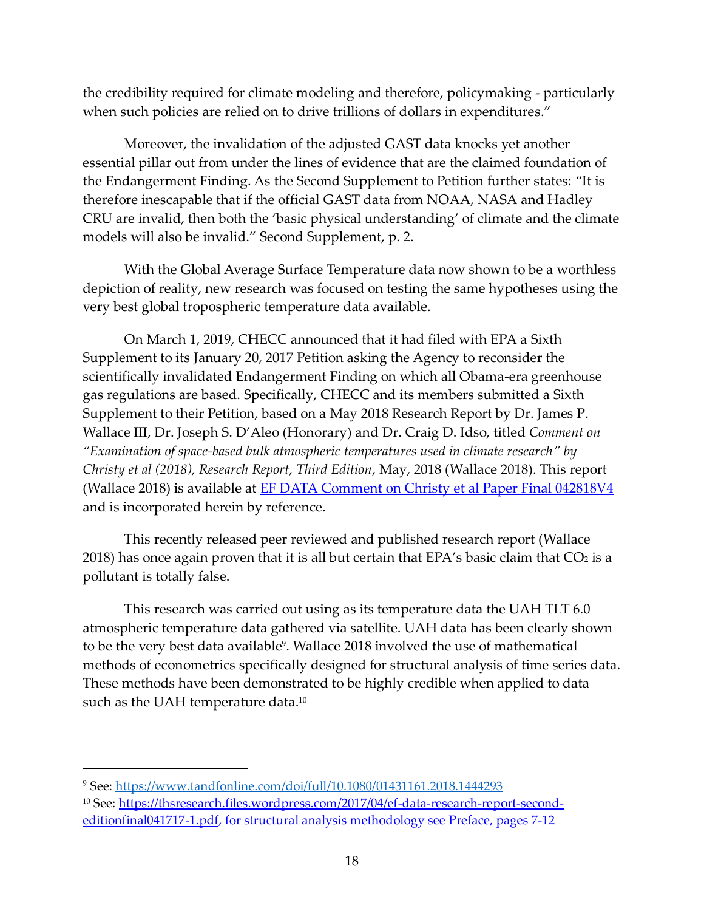the credibility required for climate modeling and therefore, policymaking - particularly when such policies are relied on to drive trillions of dollars in expenditures."

Moreover, the invalidation of the adjusted GAST data knocks yet another essential pillar out from under the lines of evidence that are the claimed foundation of the Endangerment Finding. As the Second Supplement to Petition further states: "It is therefore inescapable that if the official GAST data from NOAA, NASA and Hadley CRU are invalid, then both the 'basic physical understanding' of climate and the climate models will also be invalid." Second Supplement, p. 2.

With the Global Average Surface Temperature data now shown to be a worthless depiction of reality, new research was focused on testing the same hypotheses using the very best global tropospheric temperature data available.

On March 1, 2019, CHECC announced that it had filed with EPA a Sixth Supplement to its January 20, 2017 Petition asking the Agency to reconsider the scientifically invalidated Endangerment Finding on which all Obama-era greenhouse gas regulations are based. Specifically, CHECC and its members submitted a Sixth Supplement to their Petition, based on a May 2018 Research Report by Dr. James P. Wallace III, Dr. Joseph S. D'Aleo (Honorary) and Dr. Craig D. Idso, titled *Comment on "Examination of space-based bulk atmospheric temperatures used in climate research" by Christy et al (2018), Research Report, Third Edition*, May, 2018 (Wallace 2018). This report (Wallace 2018) is available at [EF DATA Comment on Christy et al Paper Final 042818V4] and is incorporated herein by reference.

This recently released peer reviewed and published research report (Wallace 2018) has once again proven that it is all but certain that EPA's basic claim that $CO_2$ is a pollutant is totally false.

This research was carried out using as its temperature data the UAH TLT 6.0 atmospheric temperature data gathered via satellite. UAH data has been clearly shown to be the very best data available[9]. Wallace 2018 involved the use of mathematical methods of econometrics specifically designed for structural analysis of time series data. These methods have been demonstrated to be highly credible when applied to data such as the UAH temperature data.[10]

---

[9] See: https://www.tandfonline.com/doi/full/10.1080/01431161.2018.1444293

[10] See: https://thsresearch.files.wordpress.com/2017/04/ef-data-research-report-second-editionfinal041717-1.pdf, for structural analysis methodology see Preface, pages 7-12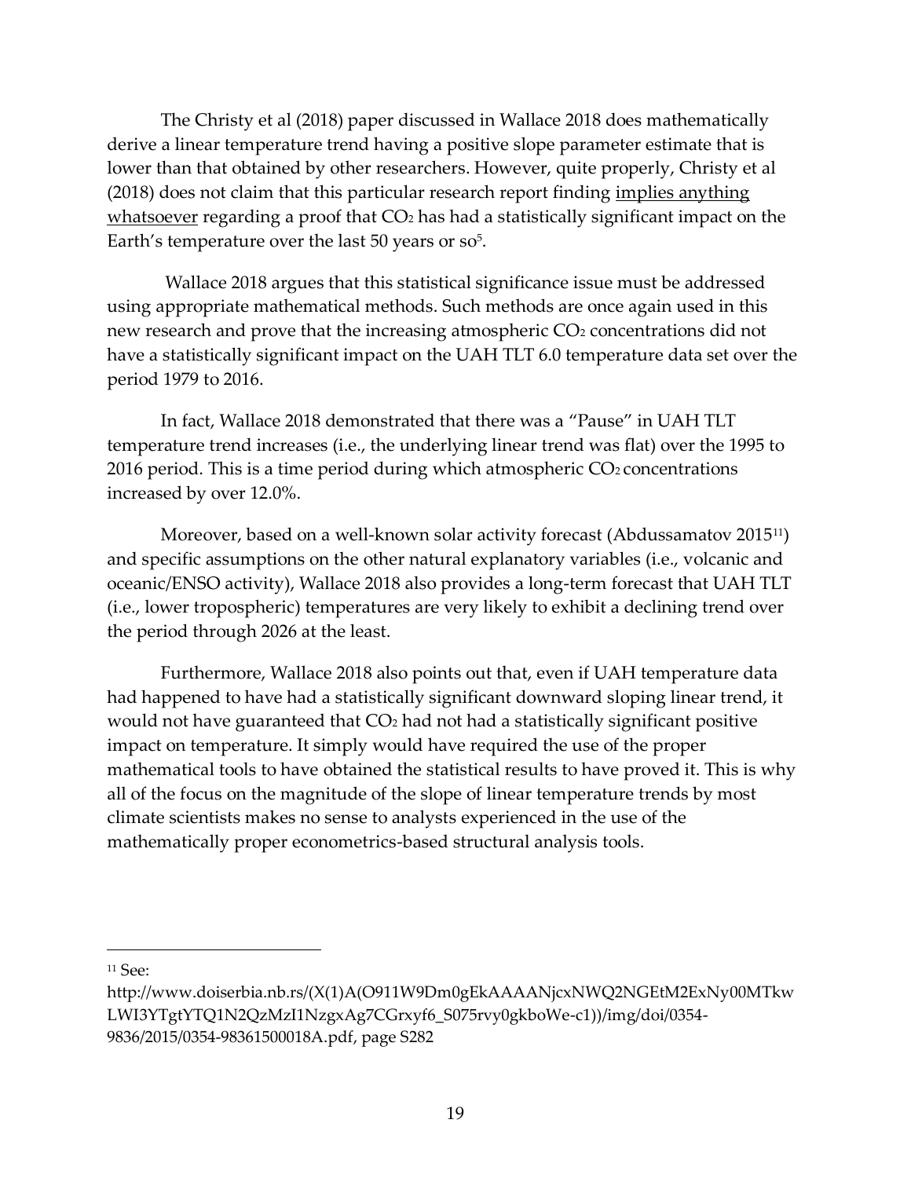The Christy et al (2018) paper discussed in Wallace 2018 does mathematically derive a linear temperature trend having a positive slope parameter estimate that is lower than that obtained by other researchers. However, quite properly, Christy et al (2018) does not claim that this particular research report finding <u>implies anything whatsoever</u> regarding a proof that $CO_2$ has had a statistically significant impact on the Earth's temperature over the last 50 years or so[5].

Wallace 2018 argues that this statistical significance issue must be addressed using appropriate mathematical methods. Such methods are once again used in this new research and prove that the increasing atmospheric $CO_2$ concentrations did not have a statistically significant impact on the UAH TLT 6.0 temperature data set over the period 1979 to 2016.

In fact, Wallace 2018 demonstrated that there was a "Pause" in UAH TLT temperature trend increases (i.e., the underlying linear trend was flat) over the 1995 to 2016 period. This is a time period during which atmospheric $CO_2$ concentrations increased by over 12.0%.

Moreover, based on a well-known solar activity forecast (Abdussamatov 2015[11]) and specific assumptions on the other natural explanatory variables (i.e., volcanic and oceanic/ENSO activity), Wallace 2018 also provides a long-term forecast that UAH TLT (i.e., lower tropospheric) temperatures are very likely to exhibit a declining trend over the period through 2026 at the least.

Furthermore, Wallace 2018 also points out that, even if UAH temperature data had happened to have had a statistically significant downward sloping linear trend, it would not have guaranteed that $CO_2$ had not had a statistically significant positive impact on temperature. It simply would have required the use of the proper mathematical tools to have obtained the statistical results to have proved it. This is why all of the focus on the magnitude of the slope of linear temperature trends by most climate scientists makes no sense to analysts experienced in the use of the mathematically proper econometrics-based structural analysis tools.

---

[11] See:
http://www.doiserbia.nb.rs/(X(1)A(O911W9Dm0gEkAAAANjcxNWQ2NGEtM2ExNy00MTkwLWI3YTgtYTQ1N2QzMzI1NzgxAg7CGrxyf6_S075rvy0gkboWe-c1))/img/doi/0354-9836/2015/0354-98361500018A.pdf, page S282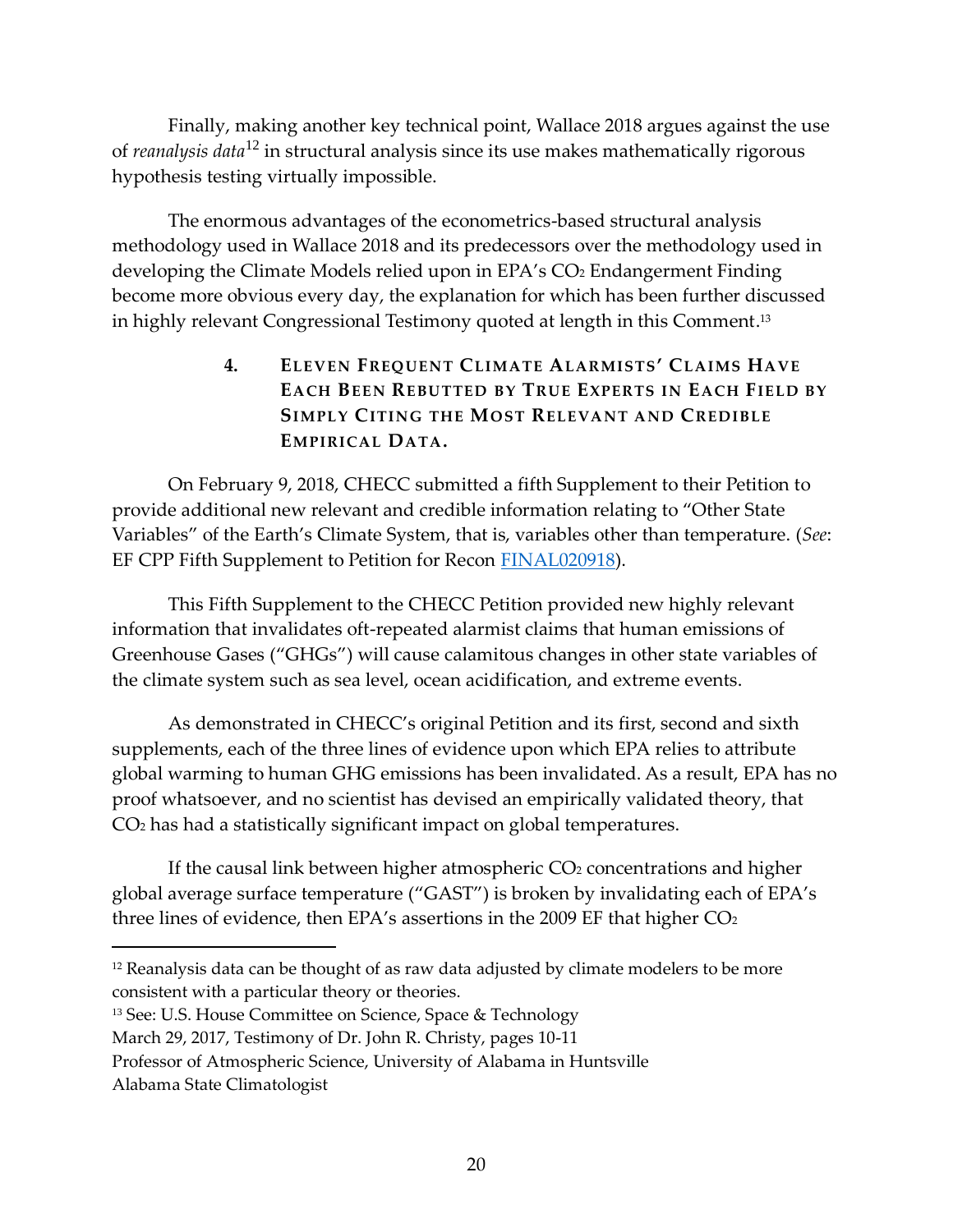Finally, making another key technical point, Wallace 2018 argues against the use of *reanalysis data*[12] in structural analysis since its use makes mathematically rigorous hypothesis testing virtually impossible.

The enormous advantages of the econometrics-based structural analysis methodology used in Wallace 2018 and its predecessors over the methodology used in developing the Climate Models relied upon in EPA's $CO_2$ Endangerment Finding become more obvious every day, the explanation for which has been further discussed in highly relevant Congressional Testimony quoted at length in this Comment.[13]

### 4. Eleven Frequent Climate Alarmists' Claims Have Each Been Rebutted by True Experts in Each Field by Simply Citing the Most Relevant and Credible Empirical Data.

On February 9, 2018, CHECC submitted a fifth Supplement to their Petition to provide additional new relevant and credible information relating to "Other State Variables" of the Earth's Climate System, that is, variables other than temperature. (*See*: EF CPP Fifth Supplement to Petition for Recon FINAL020918).

This Fifth Supplement to the CHECC Petition provided new highly relevant information that invalidates oft-repeated alarmist claims that human emissions of Greenhouse Gases ("GHGs") will cause calamitous changes in other state variables of the climate system such as sea level, ocean acidification, and extreme events.

As demonstrated in CHECC's original Petition and its first, second and sixth supplements, each of the three lines of evidence upon which EPA relies to attribute global warming to human GHG emissions has been invalidated. As a result, EPA has no proof whatsoever, and no scientist has devised an empirically validated theory, that $CO_2$ has had a statistically significant impact on global temperatures.

If the causal link between higher atmospheric $CO_2$ concentrations and higher global average surface temperature ("GAST") is broken by invalidating each of EPA's three lines of evidence, then EPA's assertions in the 2009 EF that higher $CO_2$

---

[12] Reanalysis data can be thought of as raw data adjusted by climate modelers to be more consistent with a particular theory or theories.

[13] See: U.S. House Committee on Science, Space & Technology
March 29, 2017, Testimony of Dr. John R. Christy, pages 10-11
Professor of Atmospheric Science, University of Alabama in Huntsville
Alabama State Climatologist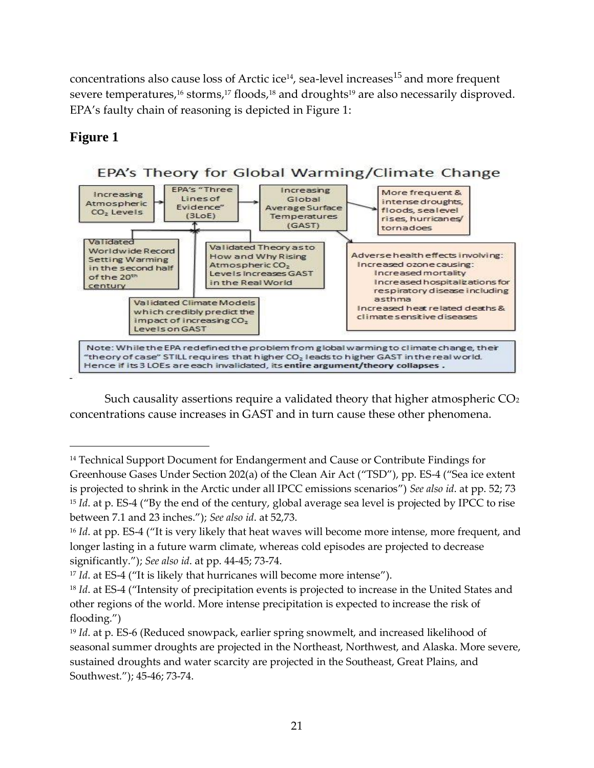concentrations also cause loss of Arctic ice[14], sea-level increases[15] and more frequent severe temperatures,[16] storms,[17] floods,[18] and droughts[19] are also necessarily disproved. EPA's faulty chain of reasoning is depicted in Figure 1:

## Figure 1

EPA's Theory for Global Warming/Climate Change

Increasing Atmospheric $CO_2$ Levels → EPA's "Three Lines of Evidence" (3LoE) → Increasing Global Average Surface Temperatures (GAST) → More frequent & intense droughts, floods, sea level rises, hurricanes/ tornadoes

Validated Worldwide Record Setting Warming in the second half of the 20th century

Validated Theory as to How and Why Rising Atmospheric $CO_2$ Levels Increases GAST in the Real World

Validated Climate Models which credibly predict the impact of increasing $CO_2$ Levels on GAST

Adverse health effects involving:
- Increased ozone causing:
  - Increased mortality
  - Increased hospitalizations for respiratory disease including asthma
- Increased heat related deaths & climate sensitive diseases

Note: While the EPA redefined the problem from global warming to climate change, their "theory of case" STILL requires that higher $CO_2$ leads to higher GAST in the real world. Hence if its 3 LOEs are each invalidated, its **entire argument/theory collapses**.

Such causality assertions require a validated theory that higher atmospheric $CO_2$ concentrations cause increases in GAST and in turn cause these other phenomena.

---

[14] Technical Support Document for Endangerment and Cause or Contribute Findings for Greenhouse Gases Under Section 202(a) of the Clean Air Act ("TSD"), pp. ES-4 ("Sea ice extent is projected to shrink in the Arctic under all IPCC emissions scenarios") *See also id*. at pp. 52; 73

[15] *Id*. at p. ES-4 ("By the end of the century, global average sea level is projected by IPCC to rise between 7.1 and 23 inches."); *See also id*. at 52,73.

[16] *Id*. at pp. ES-4 ("It is very likely that heat waves will become more intense, more frequent, and longer lasting in a future warm climate, whereas cold episodes are projected to decrease significantly."); *See also id*. at pp. 44-45; 73-74.

[17] *Id*. at ES-4 ("It is likely that hurricanes will become more intense").

[18] *Id*. at ES-4 ("Intensity of precipitation events is projected to increase in the United States and other regions of the world. More intense precipitation is expected to increase the risk of flooding.")

[19] *Id*. at p. ES-6 (Reduced snowpack, earlier spring snowmelt, and increased likelihood of seasonal summer droughts are projected in the Northeast, Northwest, and Alaska. More severe, sustained droughts and water scarcity are projected in the Southeast, Great Plains, and Southwest."); 45-46; 73-74.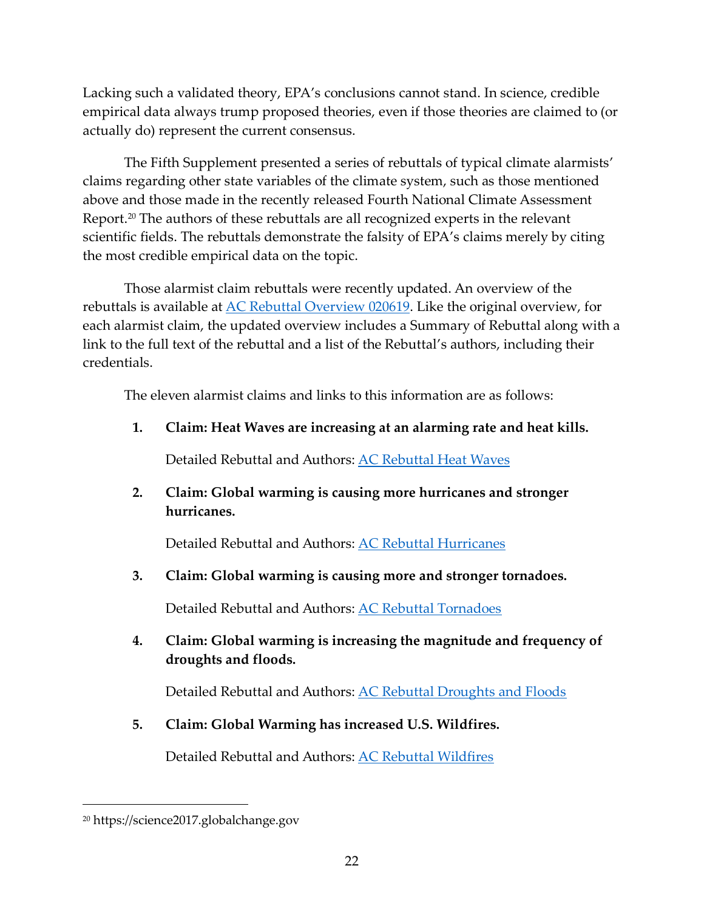Lacking such a validated theory, EPA's conclusions cannot stand. In science, credible empirical data always trump proposed theories, even if those theories are claimed to (or actually do) represent the current consensus.

The Fifth Supplement presented a series of rebuttals of typical climate alarmists' claims regarding other state variables of the climate system, such as those mentioned above and those made in the recently released Fourth National Climate Assessment Report.[20] The authors of these rebuttals are all recognized experts in the relevant scientific fields. The rebuttals demonstrate the falsity of EPA's claims merely by citing the most credible empirical data on the topic.

Those alarmist claim rebuttals were recently updated. An overview of the rebuttals is available at AC Rebuttal Overview 020619. Like the original overview, for each alarmist claim, the updated overview includes a Summary of Rebuttal along with a link to the full text of the rebuttal and a list of the Rebuttal's authors, including their credentials.

The eleven alarmist claims and links to this information are as follows:

1. **Claim: Heat Waves are increasing at an alarming rate and heat kills.**

   Detailed Rebuttal and Authors: AC Rebuttal Heat Waves

2. **Claim: Global warming is causing more hurricanes and stronger hurricanes.**

   Detailed Rebuttal and Authors: AC Rebuttal Hurricanes

3. **Claim: Global warming is causing more and stronger tornadoes.**

   Detailed Rebuttal and Authors: AC Rebuttal Tornadoes

4. **Claim: Global warming is increasing the magnitude and frequency of droughts and floods.**

   Detailed Rebuttal and Authors: AC Rebuttal Droughts and Floods

5. **Claim: Global Warming has increased U.S. Wildfires.**

   Detailed Rebuttal and Authors: AC Rebuttal Wildfires

---

[20] https://science2017.globalchange.gov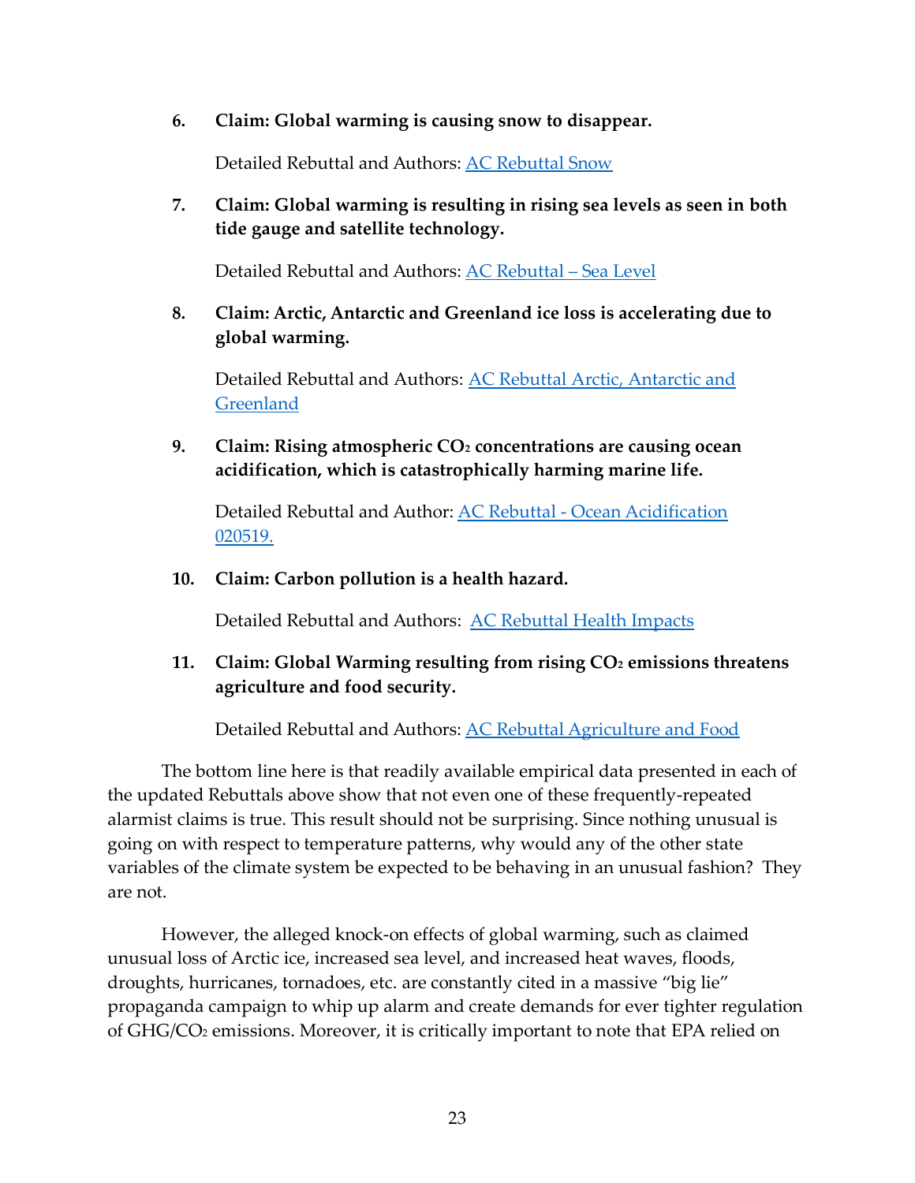6. **Claim: Global warming is causing snow to disappear.**

   Detailed Rebuttal and Authors: AC Rebuttal Snow

7. **Claim: Global warming is resulting in rising sea levels as seen in both tide gauge and satellite technology.**

   Detailed Rebuttal and Authors: AC Rebuttal – Sea Level

8. **Claim: Arctic, Antarctic and Greenland ice loss is accelerating due to global warming.**

   Detailed Rebuttal and Authors: AC Rebuttal Arctic, Antarctic and Greenland

9. **Claim: Rising atmospheric $CO_2$ concentrations are causing ocean acidification, which is catastrophically harming marine life.**

   Detailed Rebuttal and Author: AC Rebuttal - Ocean Acidification 020519.

10. **Claim: Carbon pollution is a health hazard.**

    Detailed Rebuttal and Authors: AC Rebuttal Health Impacts

11. **Claim: Global Warming resulting from rising $CO_2$ emissions threatens agriculture and food security.**

    Detailed Rebuttal and Authors: AC Rebuttal Agriculture and Food

The bottom line here is that readily available empirical data presented in each of the updated Rebuttals above show that not even one of these frequently-repeated alarmist claims is true. This result should not be surprising. Since nothing unusual is going on with respect to temperature patterns, why would any of the other state variables of the climate system be expected to be behaving in an unusual fashion? They are not.

However, the alleged knock-on effects of global warming, such as claimed unusual loss of Arctic ice, increased sea level, and increased heat waves, floods, droughts, hurricanes, tornadoes, etc. are constantly cited in a massive "big lie" propaganda campaign to whip up alarm and create demands for ever tighter regulation of GHG/$CO_2$ emissions. Moreover, it is critically important to note that EPA relied on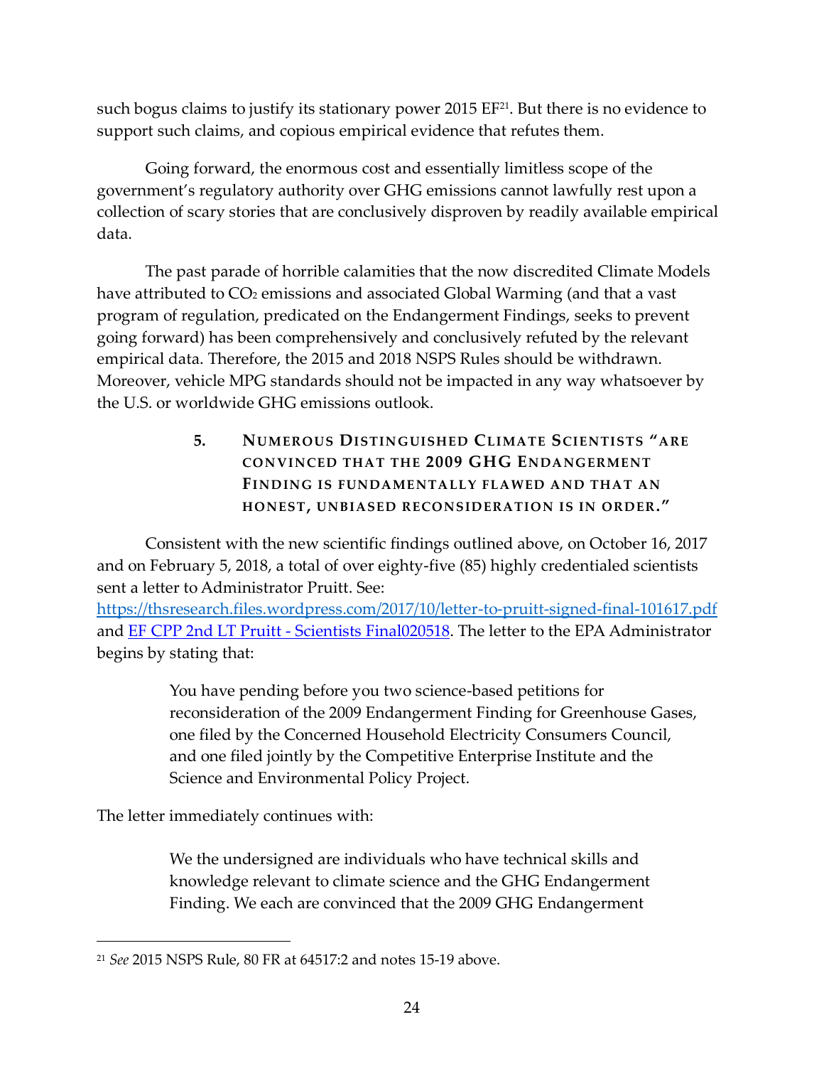such bogus claims to justify its stationary power 2015 EF[21]. But there is no evidence to support such claims, and copious empirical evidence that refutes them.

Going forward, the enormous cost and essentially limitless scope of the government's regulatory authority over GHG emissions cannot lawfully rest upon a collection of scary stories that are conclusively disproven by readily available empirical data.

The past parade of horrible calamities that the now discredited Climate Models have attributed to $CO_2$ emissions and associated Global Warming (and that a vast program of regulation, predicated on the Endangerment Findings, seeks to prevent going forward) has been comprehensively and conclusively refuted by the relevant empirical data. Therefore, the 2015 and 2018 NSPS Rules should be withdrawn. Moreover, vehicle MPG standards should not be impacted in any way whatsoever by the U.S. or worldwide GHG emissions outlook.

### 5. NUMEROUS DISTINGUISHED CLIMATE SCIENTISTS "ARE CONVINCED THAT THE 2009 GHG ENDANGERMENT FINDING IS FUNDAMENTALLY FLAWED AND THAT AN HONEST, UNBIASED RECONSIDERATION IS IN ORDER."

Consistent with the new scientific findings outlined above, on October 16, 2017 and on February 5, 2018, a total of over eighty-five (85) highly credentialed scientists sent a letter to Administrator Pruitt. See: [https://thsresearch.files.wordpress.com/2017/10/letter-to-pruitt-signed-final-101617.pdf](https://thsresearch.files.wordpress.com/2017/10/letter-to-pruitt-signed-final-101617.pdf) and [EF CPP 2nd LT Pruitt - Scientists Final020518](). The letter to the EPA Administrator begins by stating that:

> You have pending before you two science-based petitions for reconsideration of the 2009 Endangerment Finding for Greenhouse Gases, one filed by the Concerned Household Electricity Consumers Council, and one filed jointly by the Competitive Enterprise Institute and the Science and Environmental Policy Project.

The letter immediately continues with:

> We the undersigned are individuals who have technical skills and knowledge relevant to climate science and the GHG Endangerment Finding. We each are convinced that the 2009 GHG Endangerment

[21] *See* 2015 NSPS Rule, 80 FR at 64517:2 and notes 15-19 above.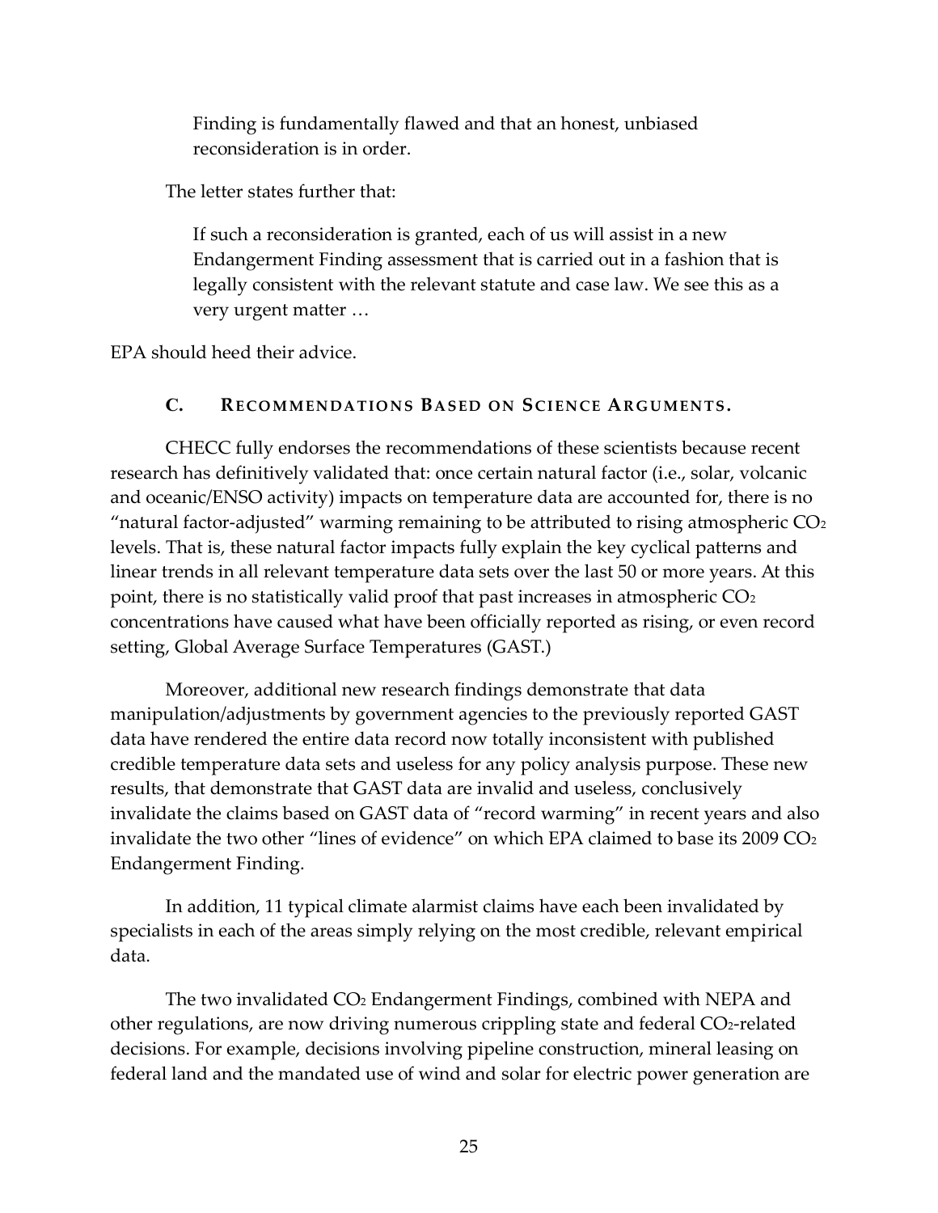> Finding is fundamentally flawed and that an honest, unbiased reconsideration is in order.

The letter states further that:

> If such a reconsideration is granted, each of us will assist in a new Endangerment Finding assessment that is carried out in a fashion that is legally consistent with the relevant statute and case law. We see this as a very urgent matter …

EPA should heed their advice.

### C. Recommendations Based on Science Arguments.

CHECC fully endorses the recommendations of these scientists because recent research has definitively validated that: once certain natural factor (i.e., solar, volcanic and oceanic/ENSO activity) impacts on temperature data are accounted for, there is no "natural factor-adjusted" warming remaining to be attributed to rising atmospheric $CO_2$ levels. That is, these natural factor impacts fully explain the key cyclical patterns and linear trends in all relevant temperature data sets over the last 50 or more years. At this point, there is no statistically valid proof that past increases in atmospheric $CO_2$ concentrations have caused what have been officially reported as rising, or even record setting, Global Average Surface Temperatures (GAST.)

Moreover, additional new research findings demonstrate that data manipulation/adjustments by government agencies to the previously reported GAST data have rendered the entire data record now totally inconsistent with published credible temperature data sets and useless for any policy analysis purpose. These new results, that demonstrate that GAST data are invalid and useless, conclusively invalidate the claims based on GAST data of "record warming" in recent years and also invalidate the two other "lines of evidence" on which EPA claimed to base its 2009 $CO_2$ Endangerment Finding.

In addition, 11 typical climate alarmist claims have each been invalidated by specialists in each of the areas simply relying on the most credible, relevant empirical data.

The two invalidated $CO_2$ Endangerment Findings, combined with NEPA and other regulations, are now driving numerous crippling state and federal $CO_2$-related decisions. For example, decisions involving pipeline construction, mineral leasing on federal land and the mandated use of wind and solar for electric power generation are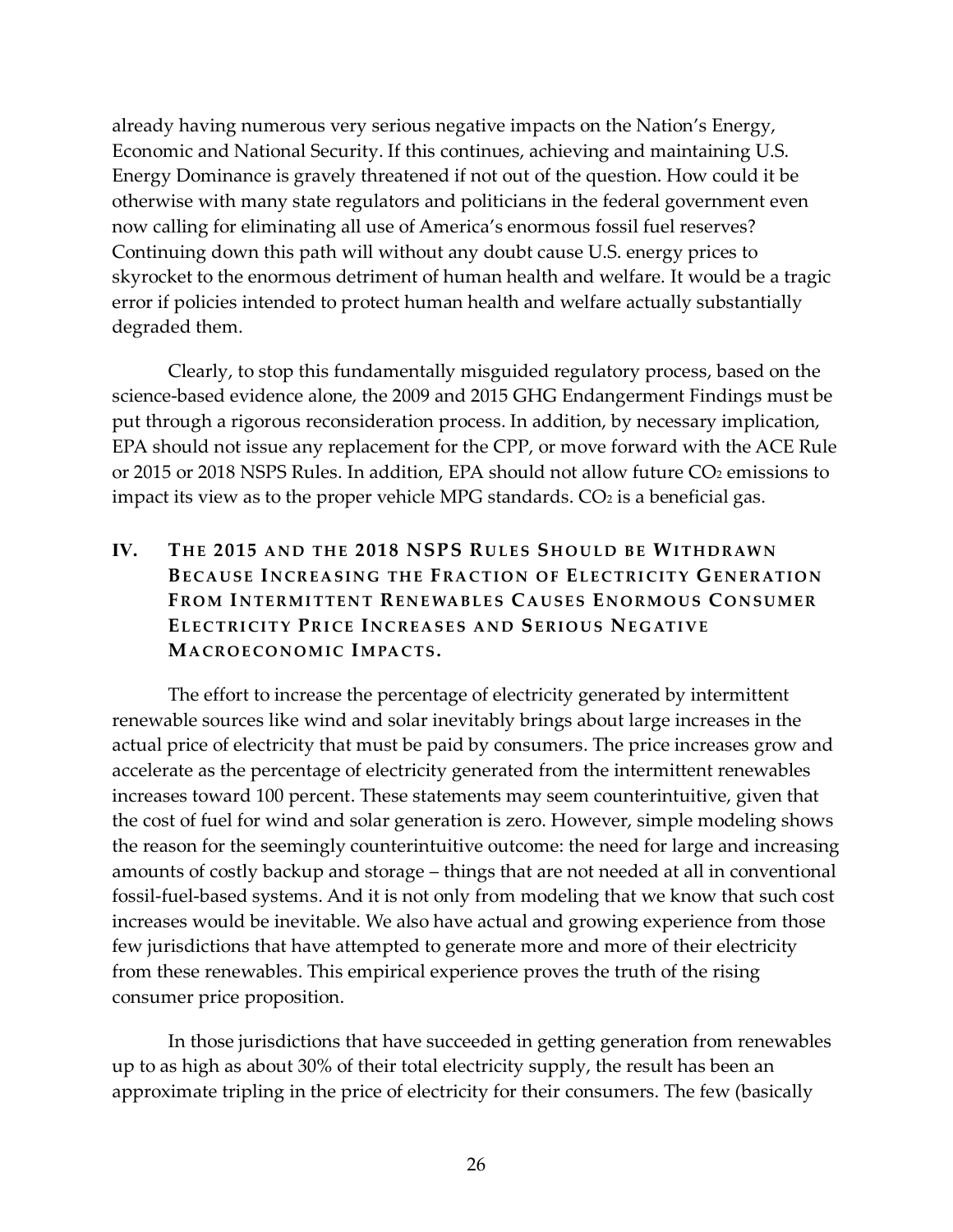already having numerous very serious negative impacts on the Nation's Energy, Economic and National Security. If this continues, achieving and maintaining U.S. Energy Dominance is gravely threatened if not out of the question. How could it be otherwise with many state regulators and politicians in the federal government even now calling for eliminating all use of America's enormous fossil fuel reserves? Continuing down this path will without any doubt cause U.S. energy prices to skyrocket to the enormous detriment of human health and welfare. It would be a tragic error if policies intended to protect human health and welfare actually substantially degraded them.

Clearly, to stop this fundamentally misguided regulatory process, based on the science-based evidence alone, the 2009 and 2015 GHG Endangerment Findings must be put through a rigorous reconsideration process. In addition, by necessary implication, EPA should not issue any replacement for the CPP, or move forward with the ACE Rule or 2015 or 2018 NSPS Rules. In addition, EPA should not allow future $CO_2$ emissions to impact its view as to the proper vehicle MPG standards. $CO_2$ is a beneficial gas.

## IV. THE 2015 AND THE 2018 NSPS RULES SHOULD BE WITHDRAWN BECAUSE INCREASING THE FRACTION OF ELECTRICITY GENERATION FROM INTERMITTENT RENEWABLES CAUSES ENORMOUS CONSUMER ELECTRICITY PRICE INCREASES AND SERIOUS NEGATIVE MACROECONOMIC IMPACTS.

The effort to increase the percentage of electricity generated by intermittent renewable sources like wind and solar inevitably brings about large increases in the actual price of electricity that must be paid by consumers. The price increases grow and accelerate as the percentage of electricity generated from the intermittent renewables increases toward 100 percent. These statements may seem counterintuitive, given that the cost of fuel for wind and solar generation is zero. However, simple modeling shows the reason for the seemingly counterintuitive outcome: the need for large and increasing amounts of costly backup and storage – things that are not needed at all in conventional fossil-fuel-based systems. And it is not only from modeling that we know that such cost increases would be inevitable. We also have actual and growing experience from those few jurisdictions that have attempted to generate more and more of their electricity from these renewables. This empirical experience proves the truth of the rising consumer price proposition.

In those jurisdictions that have succeeded in getting generation from renewables up to as high as about 30% of their total electricity supply, the result has been an approximate tripling in the price of electricity for their consumers. The few (basically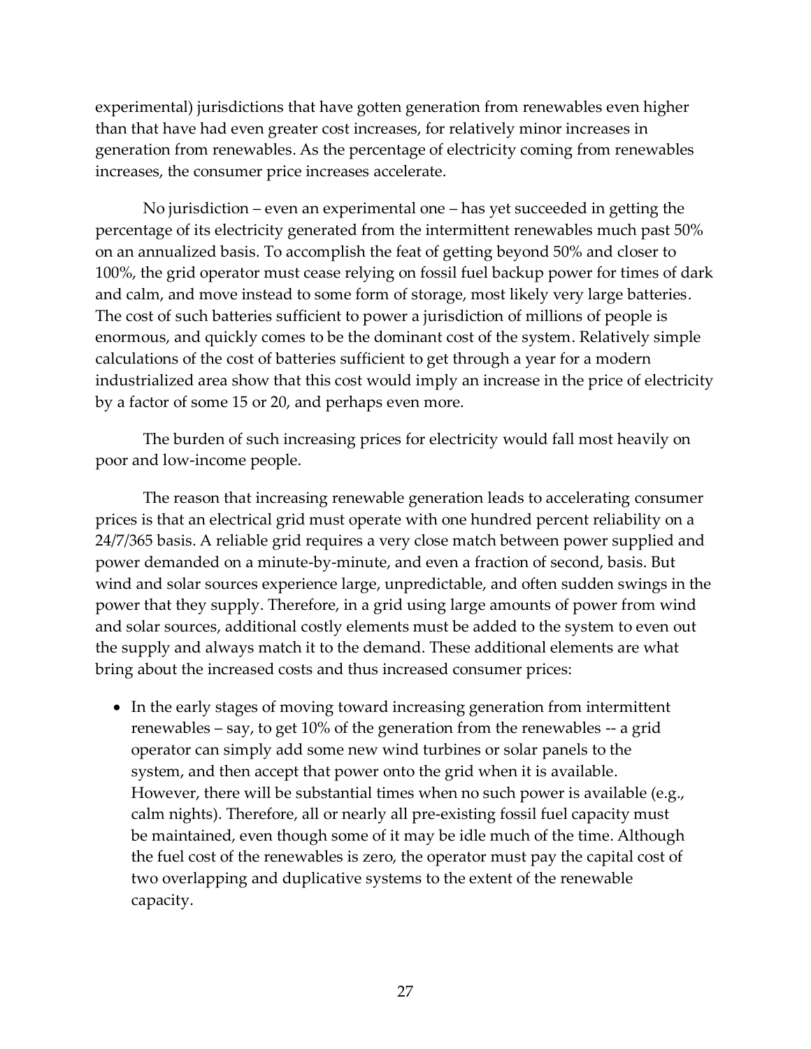experimental) jurisdictions that have gotten generation from renewables even higher than that have had even greater cost increases, for relatively minor increases in generation from renewables. As the percentage of electricity coming from renewables increases, the consumer price increases accelerate.

No jurisdiction – even an experimental one – has yet succeeded in getting the percentage of its electricity generated from the intermittent renewables much past 50% on an annualized basis. To accomplish the feat of getting beyond 50% and closer to 100%, the grid operator must cease relying on fossil fuel backup power for times of dark and calm, and move instead to some form of storage, most likely very large batteries. The cost of such batteries sufficient to power a jurisdiction of millions of people is enormous, and quickly comes to be the dominant cost of the system. Relatively simple calculations of the cost of batteries sufficient to get through a year for a modern industrialized area show that this cost would imply an increase in the price of electricity by a factor of some 15 or 20, and perhaps even more.

The burden of such increasing prices for electricity would fall most heavily on poor and low-income people.

The reason that increasing renewable generation leads to accelerating consumer prices is that an electrical grid must operate with one hundred percent reliability on a 24/7/365 basis. A reliable grid requires a very close match between power supplied and power demanded on a minute-by-minute, and even a fraction of second, basis. But wind and solar sources experience large, unpredictable, and often sudden swings in the power that they supply. Therefore, in a grid using large amounts of power from wind and solar sources, additional costly elements must be added to the system to even out the supply and always match it to the demand. These additional elements are what bring about the increased costs and thus increased consumer prices:

- In the early stages of moving toward increasing generation from intermittent renewables – say, to get 10% of the generation from the renewables -- a grid operator can simply add some new wind turbines or solar panels to the system, and then accept that power onto the grid when it is available. However, there will be substantial times when no such power is available (e.g., calm nights). Therefore, all or nearly all pre-existing fossil fuel capacity must be maintained, even though some of it may be idle much of the time. Although the fuel cost of the renewables is zero, the operator must pay the capital cost of two overlapping and duplicative systems to the extent of the renewable capacity.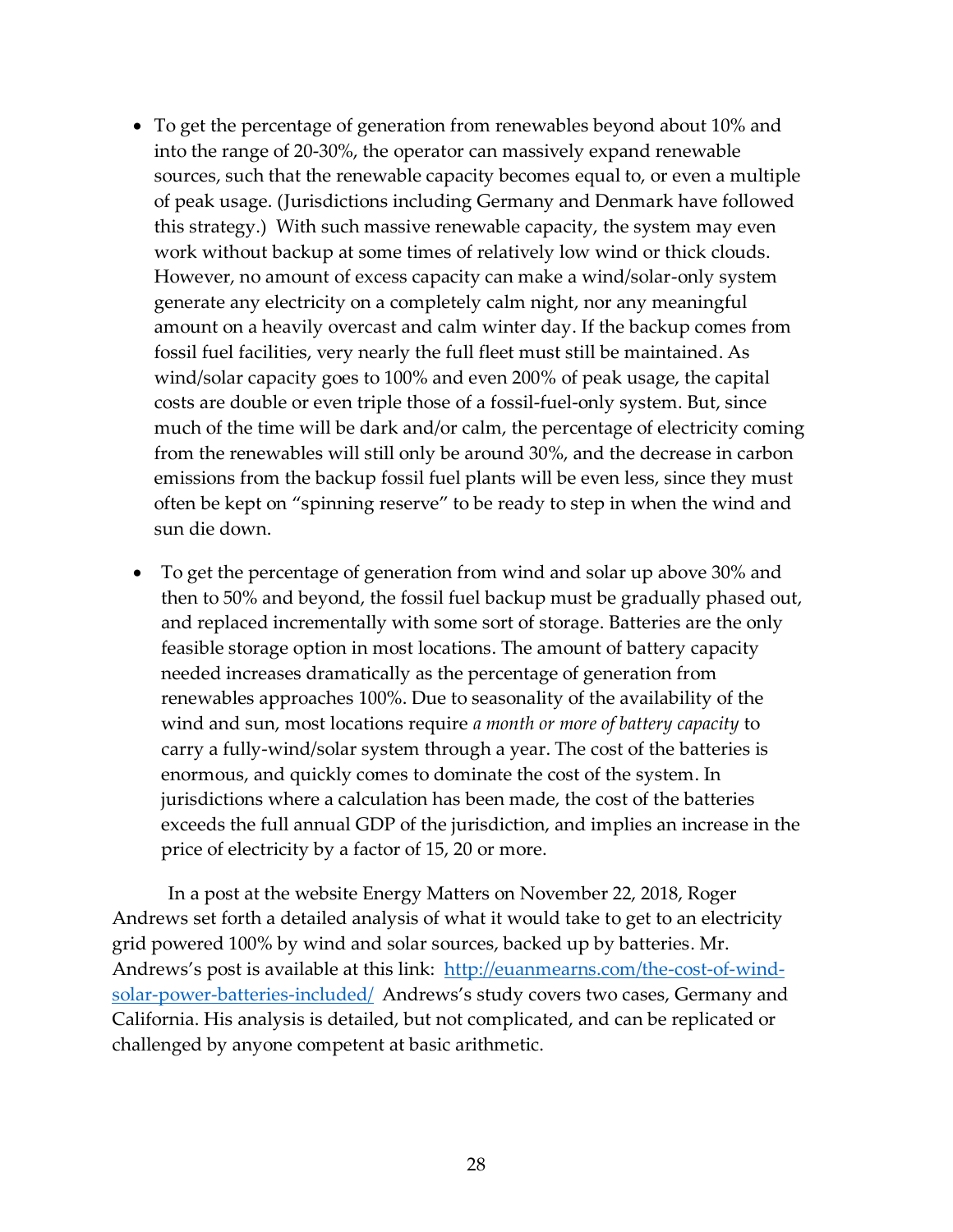- To get the percentage of generation from renewables beyond about 10% and into the range of 20-30%, the operator can massively expand renewable sources, such that the renewable capacity becomes equal to, or even a multiple of peak usage. (Jurisdictions including Germany and Denmark have followed this strategy.) With such massive renewable capacity, the system may even work without backup at some times of relatively low wind or thick clouds. However, no amount of excess capacity can make a wind/solar-only system generate any electricity on a completely calm night, nor any meaningful amount on a heavily overcast and calm winter day. If the backup comes from fossil fuel facilities, very nearly the full fleet must still be maintained. As wind/solar capacity goes to 100% and even 200% of peak usage, the capital costs are double or even triple those of a fossil-fuel-only system. But, since much of the time will be dark and/or calm, the percentage of electricity coming from the renewables will still only be around 30%, and the decrease in carbon emissions from the backup fossil fuel plants will be even less, since they must often be kept on "spinning reserve" to be ready to step in when the wind and sun die down.

- To get the percentage of generation from wind and solar up above 30% and then to 50% and beyond, the fossil fuel backup must be gradually phased out, and replaced incrementally with some sort of storage. Batteries are the only feasible storage option in most locations. The amount of battery capacity needed increases dramatically as the percentage of generation from renewables approaches 100%. Due to seasonality of the availability of the wind and sun, most locations require *a month or more of battery capacity* to carry a fully-wind/solar system through a year. The cost of the batteries is enormous, and quickly comes to dominate the cost of the system. In jurisdictions where a calculation has been made, the cost of the batteries exceeds the full annual GDP of the jurisdiction, and implies an increase in the price of electricity by a factor of 15, 20 or more.

In a post at the website Energy Matters on November 22, 2018, Roger Andrews set forth a detailed analysis of what it would take to get to an electricity grid powered 100% by wind and solar sources, backed up by batteries. Mr. Andrews's post is available at this link: [http://euanmearns.com/the-cost-of-wind-solar-power-batteries-included/](http://euanmearns.com/the-cost-of-wind-solar-power-batteries-included/) Andrews's study covers two cases, Germany and California. His analysis is detailed, but not complicated, and can be replicated or challenged by anyone competent at basic arithmetic.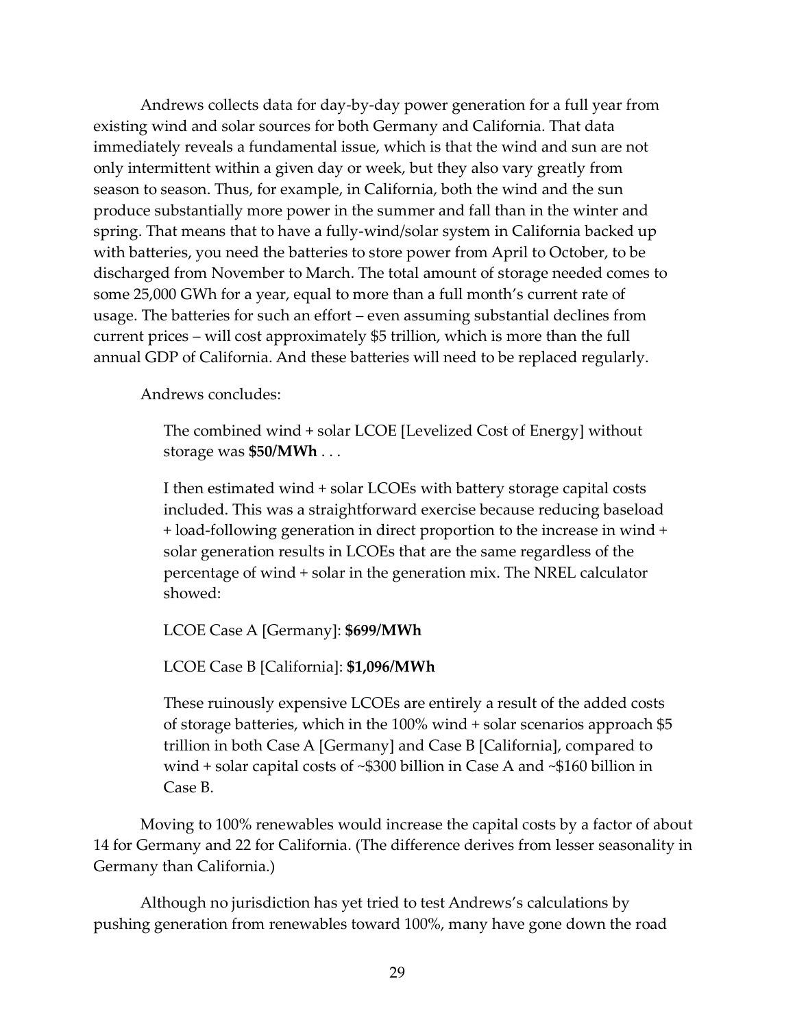Andrews collects data for day-by-day power generation for a full year from existing wind and solar sources for both Germany and California. That data immediately reveals a fundamental issue, which is that the wind and sun are not only intermittent within a given day or week, but they also vary greatly from season to season. Thus, for example, in California, both the wind and the sun produce substantially more power in the summer and fall than in the winter and spring. That means that to have a fully-wind/solar system in California backed up with batteries, you need the batteries to store power from April to October, to be discharged from November to March. The total amount of storage needed comes to some 25,000 GWh for a year, equal to more than a full month's current rate of usage. The batteries for such an effort – even assuming substantial declines from current prices – will cost approximately $5 trillion, which is more than the full annual GDP of California. And these batteries will need to be replaced regularly.

Andrews concludes:

> The combined wind + solar LCOE [Levelized Cost of Energy] without storage was **$50/MWh** . . .
>
> I then estimated wind + solar LCOEs with battery storage capital costs included. This was a straightforward exercise because reducing baseload + load-following generation in direct proportion to the increase in wind + solar generation results in LCOEs that are the same regardless of the percentage of wind + solar in the generation mix. The NREL calculator showed:
>
> LCOE Case A [Germany]: **$699/MWh**
>
> LCOE Case B [California]: **$1,096/MWh**
>
> These ruinously expensive LCOEs are entirely a result of the added costs of storage batteries, which in the 100% wind + solar scenarios approach $5 trillion in both Case A [Germany] and Case B [California], compared to wind + solar capital costs of ~$300 billion in Case A and ~$160 billion in Case B.

Moving to 100% renewables would increase the capital costs by a factor of about 14 for Germany and 22 for California. (The difference derives from lesser seasonality in Germany than California.)

Although no jurisdiction has yet tried to test Andrews's calculations by pushing generation from renewables toward 100%, many have gone down the road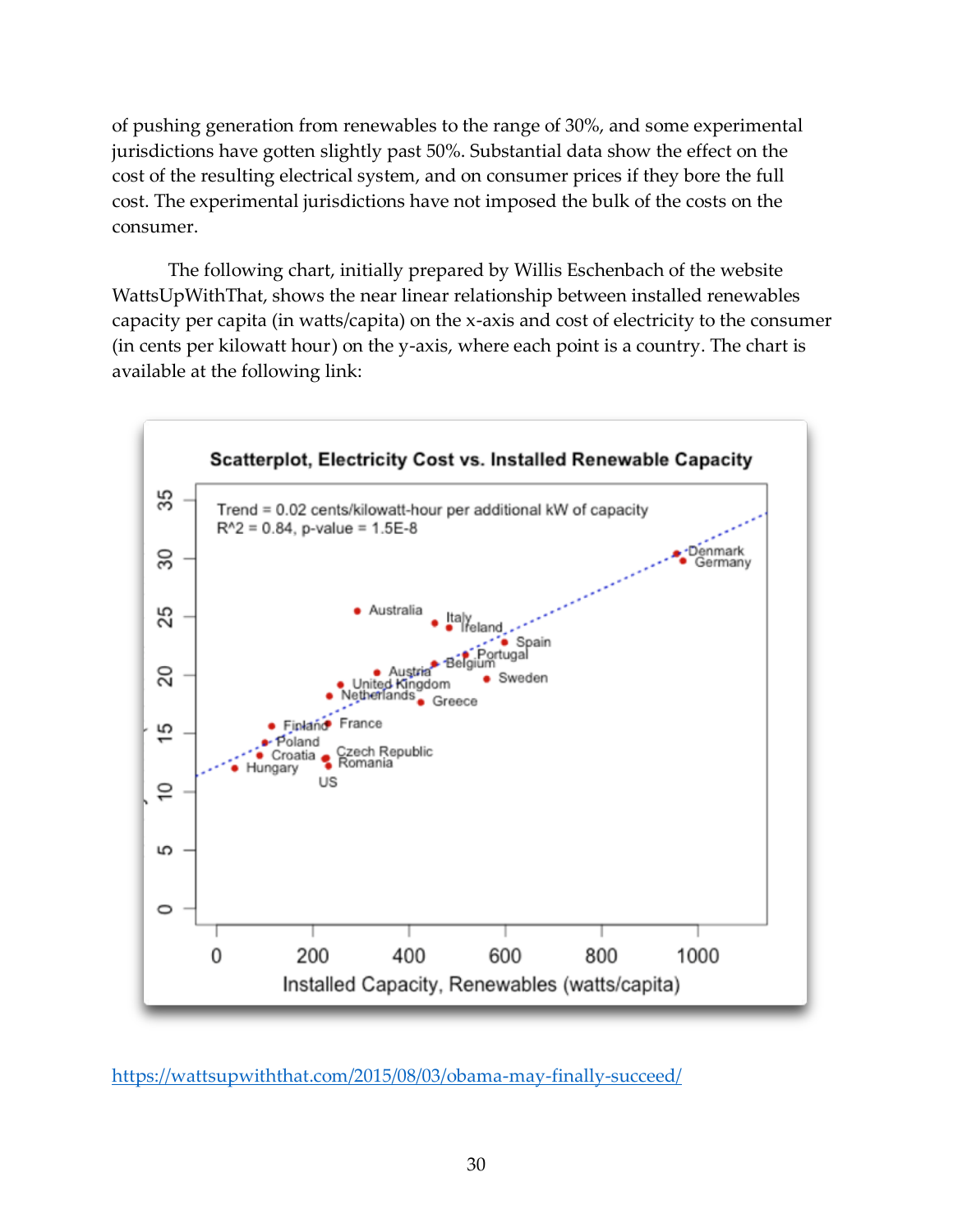of pushing generation from renewables to the range of 30%, and some experimental jurisdictions have gotten slightly past 50%. Substantial data show the effect on the cost of the resulting electrical system, and on consumer prices if they bore the full cost. The experimental jurisdictions have not imposed the bulk of the costs on the consumer.

The following chart, initially prepared by Willis Eschenbach of the website WattsUpWithThat, shows the near linear relationship between installed renewables capacity per capita (in watts/capita) on the x-axis and cost of electricity to the consumer (in cents per kilowatt hour) on the y-axis, where each point is a country. The chart is available at the following link:

[https://wattsupwiththat.com/2015/08/03/obama-may-finally-succeed/](https://wattsupwiththat.com/2015/08/03/obama-may-finally-succeed/)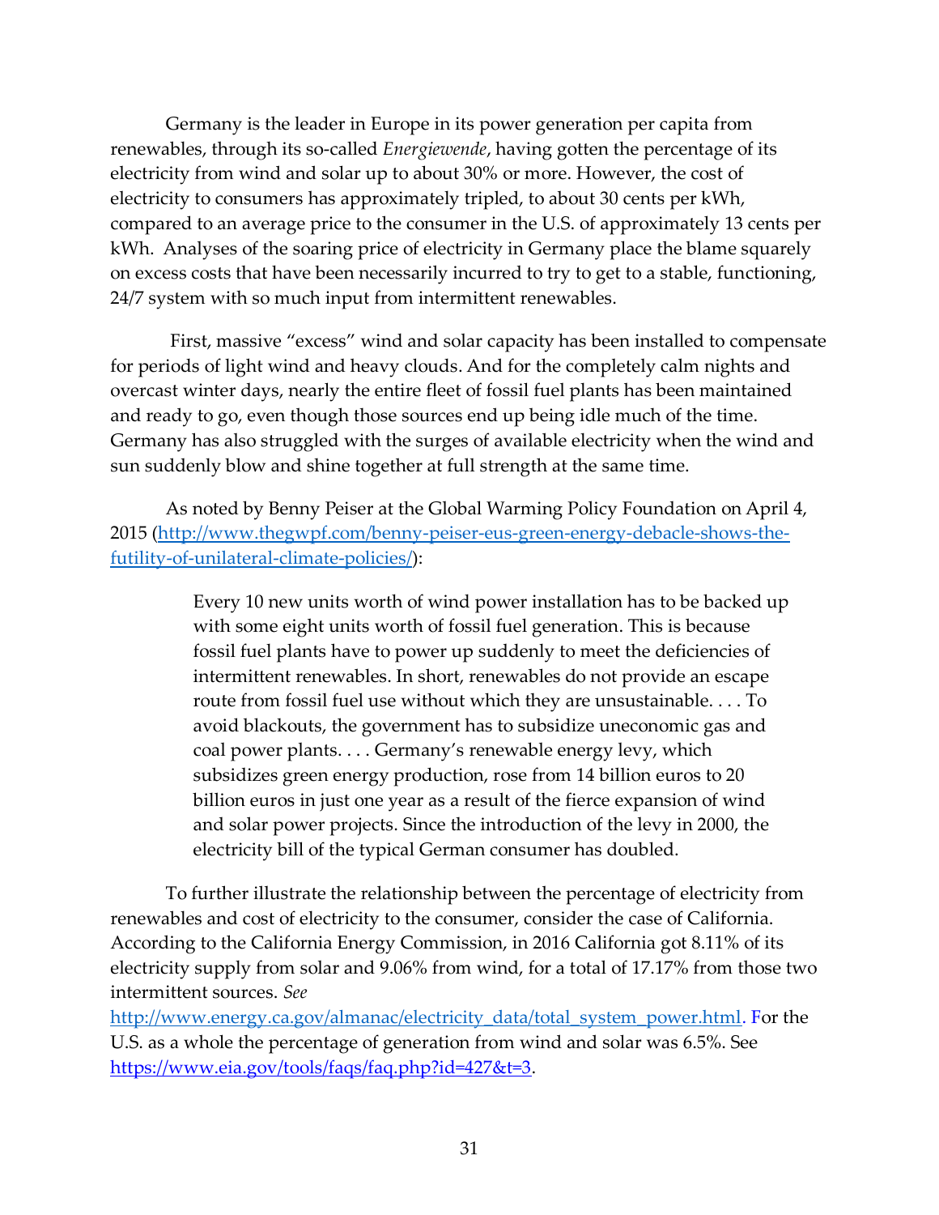Germany is the leader in Europe in its power generation per capita from renewables, through its so-called *Energiewende*, having gotten the percentage of its electricity from wind and solar up to about 30% or more. However, the cost of electricity to consumers has approximately tripled, to about 30 cents per kWh, compared to an average price to the consumer in the U.S. of approximately 13 cents per kWh. Analyses of the soaring price of electricity in Germany place the blame squarely on excess costs that have been necessarily incurred to try to get to a stable, functioning, 24/7 system with so much input from intermittent renewables.

First, massive "excess" wind and solar capacity has been installed to compensate for periods of light wind and heavy clouds. And for the completely calm nights and overcast winter days, nearly the entire fleet of fossil fuel plants has been maintained and ready to go, even though those sources end up being idle much of the time. Germany has also struggled with the surges of available electricity when the wind and sun suddenly blow and shine together at full strength at the same time.

As noted by Benny Peiser at the Global Warming Policy Foundation on April 4, 2015 ([http://www.thegwpf.com/benny-peiser-eus-green-energy-debacle-shows-the-futility-of-unilateral-climate-policies/](http://www.thegwpf.com/benny-peiser-eus-green-energy-debacle-shows-the-futility-of-unilateral-climate-policies/)):

> Every 10 new units worth of wind power installation has to be backed up with some eight units worth of fossil fuel generation. This is because fossil fuel plants have to power up suddenly to meet the deficiencies of intermittent renewables. In short, renewables do not provide an escape route from fossil fuel use without which they are unsustainable. . . . To avoid blackouts, the government has to subsidize uneconomic gas and coal power plants. . . . Germany's renewable energy levy, which subsidizes green energy production, rose from 14 billion euros to 20 billion euros in just one year as a result of the fierce expansion of wind and solar power projects. Since the introduction of the levy in 2000, the electricity bill of the typical German consumer has doubled.

To further illustrate the relationship between the percentage of electricity from renewables and cost of electricity to the consumer, consider the case of California. According to the California Energy Commission, in 2016 California got 8.11% of its electricity supply from solar and 9.06% from wind, for a total of 17.17% from those two intermittent sources. *See* [http://www.energy.ca.gov/almanac/electricity_data/total_system_power.html](http://www.energy.ca.gov/almanac/electricity_data/total_system_power.html). For the U.S. as a whole the percentage of generation from wind and solar was 6.5%. See [https://www.eia.gov/tools/faqs/faq.php?id=427&t=3](https://www.eia.gov/tools/faqs/faq.php?id=427&t=3).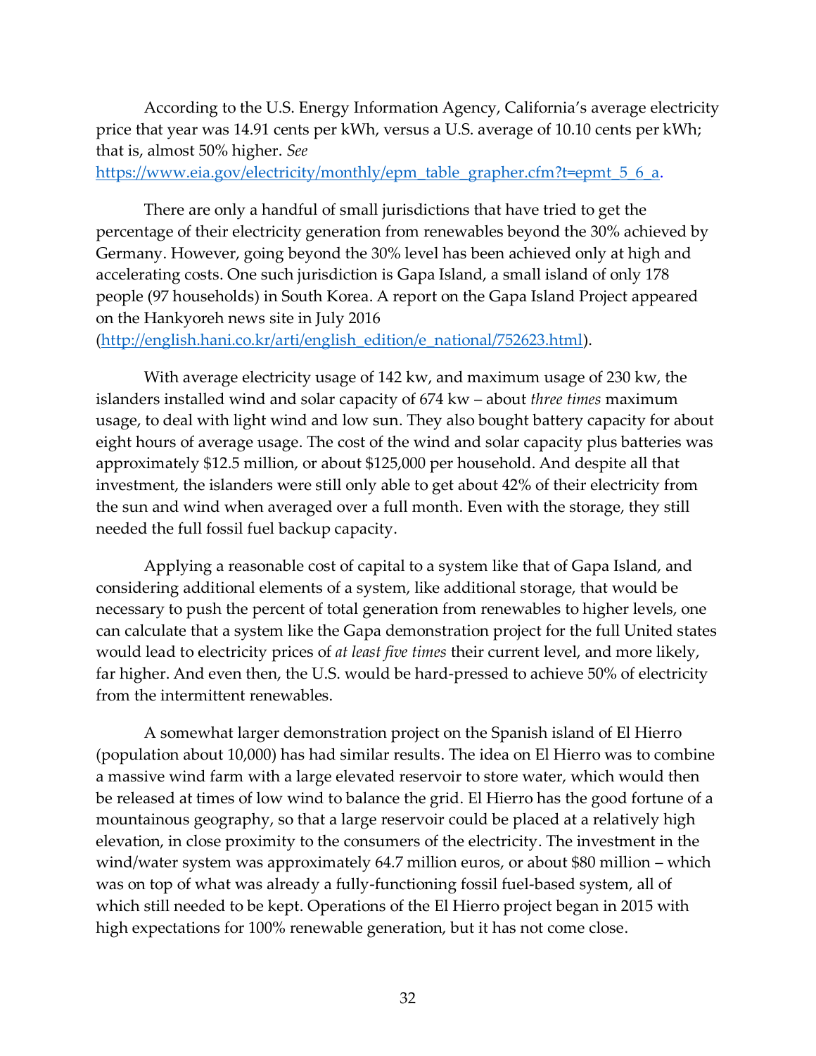According to the U.S. Energy Information Agency, California's average electricity price that year was 14.91 cents per kWh, versus a U.S. average of 10.10 cents per kWh; that is, almost 50% higher. *See* [https://www.eia.gov/electricity/monthly/epm_table_grapher.cfm?t=epmt_5_6_a](https://www.eia.gov/electricity/monthly/epm_table_grapher.cfm?t=epmt_5_6_a).

There are only a handful of small jurisdictions that have tried to get the percentage of their electricity generation from renewables beyond the 30% achieved by Germany. However, going beyond the 30% level has been achieved only at high and accelerating costs. One such jurisdiction is Gapa Island, a small island of only 178 people (97 households) in South Korea. A report on the Gapa Island Project appeared on the Hankyoreh news site in July 2016 ([http://english.hani.co.kr/arti/english_edition/e_national/752623.html](http://english.hani.co.kr/arti/english_edition/e_national/752623.html)).

With average electricity usage of 142 kw, and maximum usage of 230 kw, the islanders installed wind and solar capacity of 674 kw – about *three times* maximum usage, to deal with light wind and low sun. They also bought battery capacity for about eight hours of average usage. The cost of the wind and solar capacity plus batteries was approximately $12.5 million, or about $125,000 per household. And despite all that investment, the islanders were still only able to get about 42% of their electricity from the sun and wind when averaged over a full month. Even with the storage, they still needed the full fossil fuel backup capacity.

Applying a reasonable cost of capital to a system like that of Gapa Island, and considering additional elements of a system, like additional storage, that would be necessary to push the percent of total generation from renewables to higher levels, one can calculate that a system like the Gapa demonstration project for the full United states would lead to electricity prices of *at least five times* their current level, and more likely, far higher. And even then, the U.S. would be hard-pressed to achieve 50% of electricity from the intermittent renewables.

A somewhat larger demonstration project on the Spanish island of El Hierro (population about 10,000) has had similar results. The idea on El Hierro was to combine a massive wind farm with a large elevated reservoir to store water, which would then be released at times of low wind to balance the grid. El Hierro has the good fortune of a mountainous geography, so that a large reservoir could be placed at a relatively high elevation, in close proximity to the consumers of the electricity. The investment in the wind/water system was approximately 64.7 million euros, or about $80 million – which was on top of what was already a fully-functioning fossil fuel-based system, all of which still needed to be kept. Operations of the El Hierro project began in 2015 with high expectations for 100% renewable generation, but it has not come close.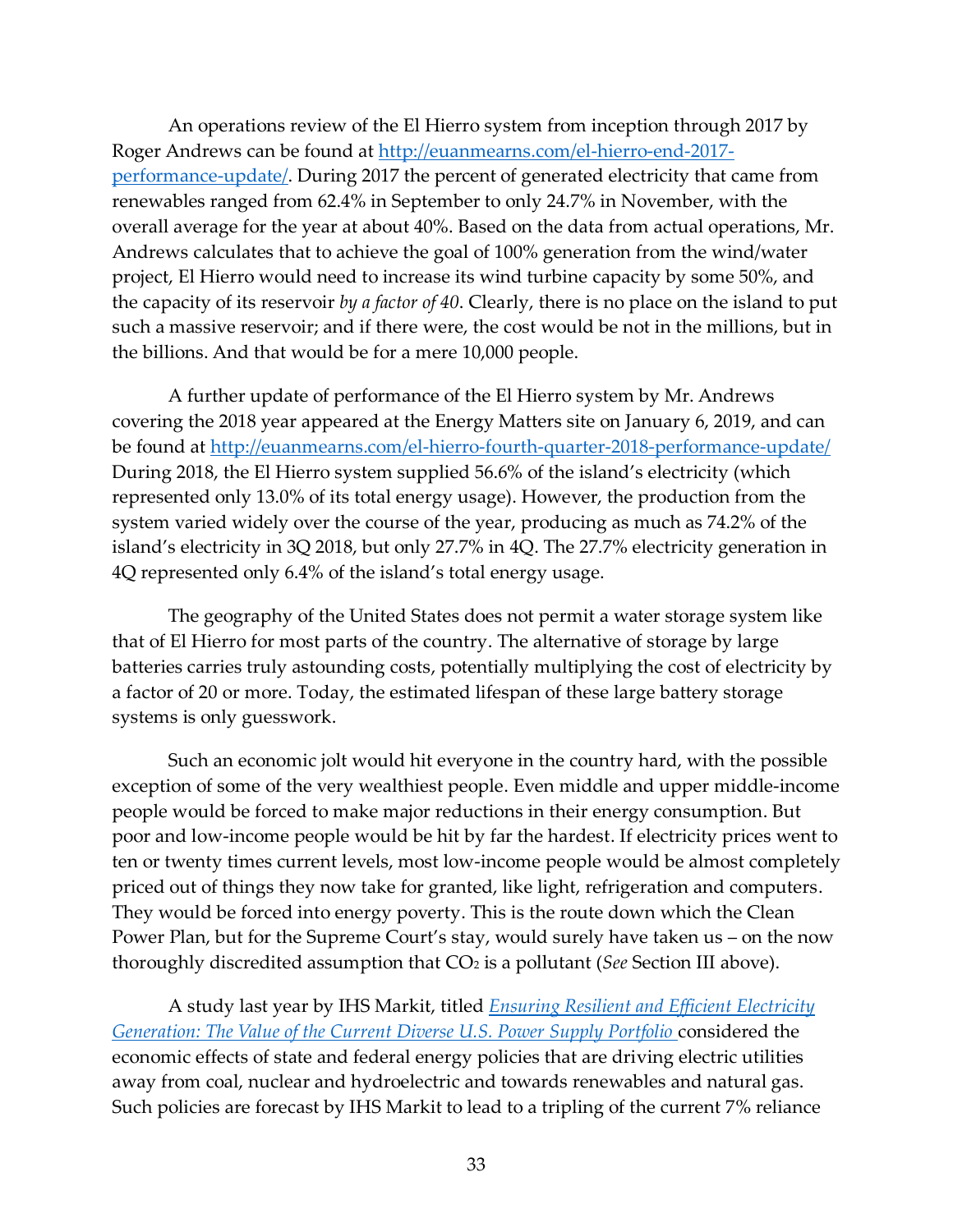An operations review of the El Hierro system from inception through 2017 by Roger Andrews can be found at [http://euanmearns.com/el-hierro-end-2017-performance-update/](http://euanmearns.com/el-hierro-end-2017-performance-update/). During 2017 the percent of generated electricity that came from renewables ranged from 62.4% in September to only 24.7% in November, with the overall average for the year at about 40%. Based on the data from actual operations, Mr. Andrews calculates that to achieve the goal of 100% generation from the wind/water project, El Hierro would need to increase its wind turbine capacity by some 50%, and the capacity of its reservoir *by a factor of 40*. Clearly, there is no place on the island to put such a massive reservoir; and if there were, the cost would be not in the millions, but in the billions. And that would be for a mere 10,000 people.

A further update of performance of the El Hierro system by Mr. Andrews covering the 2018 year appeared at the Energy Matters site on January 6, 2019, and can be found at [http://euanmearns.com/el-hierro-fourth-quarter-2018-performance-update/](http://euanmearns.com/el-hierro-fourth-quarter-2018-performance-update/) During 2018, the El Hierro system supplied 56.6% of the island's electricity (which represented only 13.0% of its total energy usage). However, the production from the system varied widely over the course of the year, producing as much as 74.2% of the island's electricity in 3Q 2018, but only 27.7% in 4Q. The 27.7% electricity generation in 4Q represented only 6.4% of the island's total energy usage.

The geography of the United States does not permit a water storage system like that of El Hierro for most parts of the country. The alternative of storage by large batteries carries truly astounding costs, potentially multiplying the cost of electricity by a factor of 20 or more. Today, the estimated lifespan of these large battery storage systems is only guesswork.

Such an economic jolt would hit everyone in the country hard, with the possible exception of some of the very wealthiest people. Even middle and upper middle-income people would be forced to make major reductions in their energy consumption. But poor and low-income people would be hit by far the hardest. If electricity prices went to ten or twenty times current levels, most low-income people would be almost completely priced out of things they now take for granted, like light, refrigeration and computers. They would be forced into energy poverty. This is the route down which the Clean Power Plan, but for the Supreme Court's stay, would surely have taken us – on the now thoroughly discredited assumption that $CO_2$ is a pollutant (*See* Section III above).

A study last year by IHS Markit, titled *Ensuring Resilient and Efficient Electricity Generation: The Value of the Current Diverse U.S. Power Supply Portfolio* considered the economic effects of state and federal energy policies that are driving electric utilities away from coal, nuclear and hydroelectric and towards renewables and natural gas. Such policies are forecast by IHS Markit to lead to a tripling of the current 7% reliance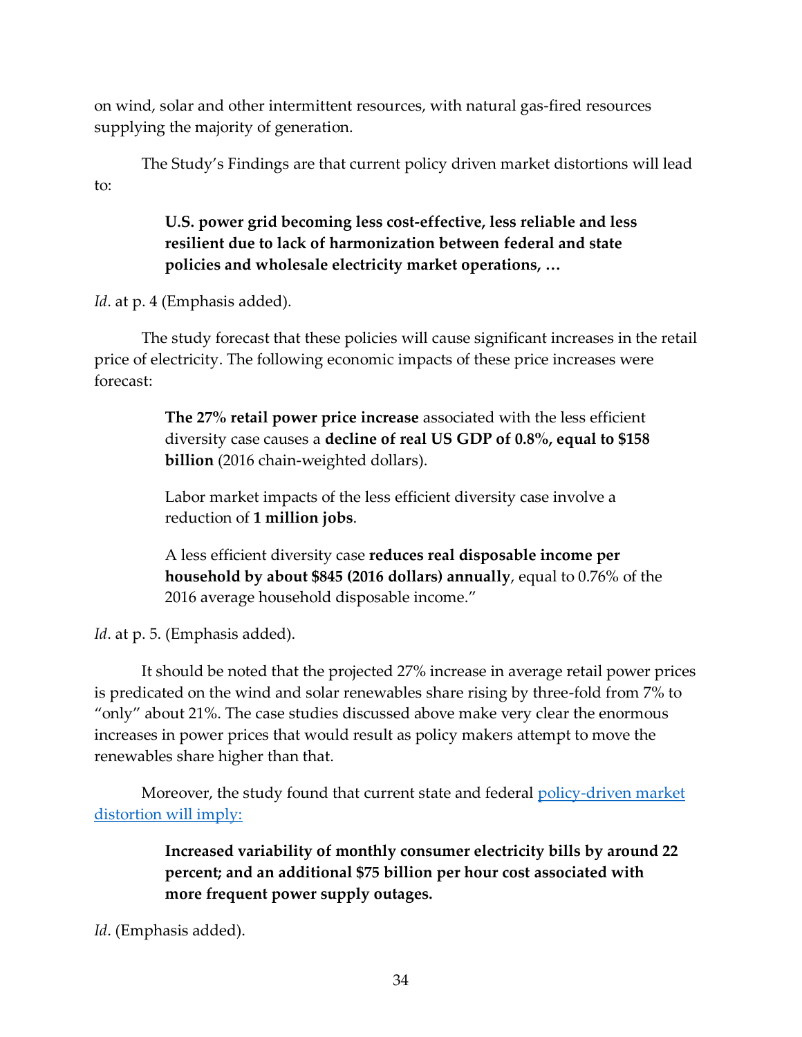on wind, solar and other intermittent resources, with natural gas-fired resources supplying the majority of generation.

The Study's Findings are that current policy driven market distortions will lead to:

> **U.S. power grid becoming less cost-effective, less reliable and less resilient due to lack of harmonization between federal and state policies and wholesale electricity market operations, …**

*Id*. at p. 4 (Emphasis added).

The study forecast that these policies will cause significant increases in the retail price of electricity. The following economic impacts of these price increases were forecast:

> **The 27% retail power price increase** associated with the less efficient diversity case causes a **decline of real US GDP of 0.8%, equal to $158 billion** (2016 chain-weighted dollars).
>
> Labor market impacts of the less efficient diversity case involve a reduction of **1 million jobs**.
>
> A less efficient diversity case **reduces real disposable income per household by about $845 (2016 dollars) annually**, equal to 0.76% of the 2016 average household disposable income."

*Id*. at p. 5. (Emphasis added).

It should be noted that the projected 27% increase in average retail power prices is predicated on the wind and solar renewables share rising by three-fold from 7% to "only" about 21%. The case studies discussed above make very clear the enormous increases in power prices that would result as policy makers attempt to move the renewables share higher than that.

Moreover, the study found that current state and federal policy-driven market distortion will imply:

> **Increased variability of monthly consumer electricity bills by around 22 percent; and an additional $75 billion per hour cost associated with more frequent power supply outages.**

*Id*. (Emphasis added).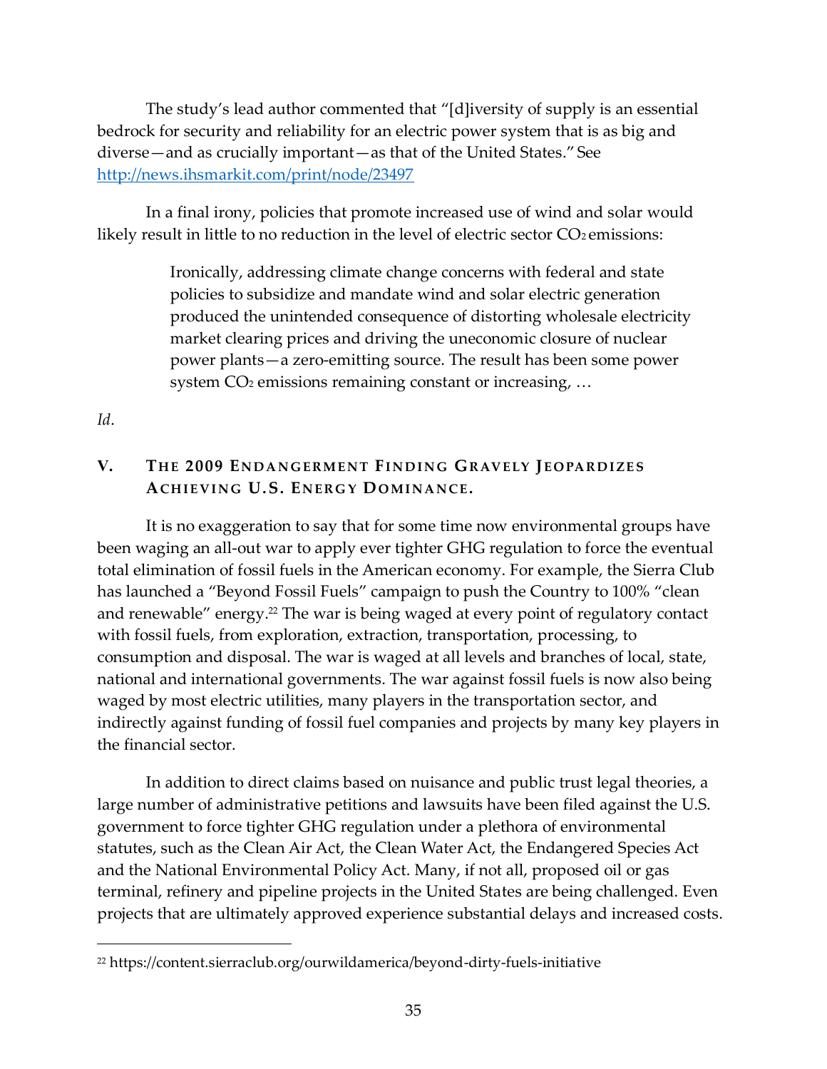The study's lead author commented that "[d]iversity of supply is an essential bedrock for security and reliability for an electric power system that is as big and diverse—and as crucially important—as that of the United States." See http://news.ihsmarkit.com/print/node/23497

In a final irony, policies that promote increased use of wind and solar would likely result in little to no reduction in the level of electric sector $CO_2$ emissions:

> Ironically, addressing climate change concerns with federal and state policies to subsidize and mandate wind and solar electric generation produced the unintended consequence of distorting wholesale electricity market clearing prices and driving the uneconomic closure of nuclear power plants—a zero-emitting source. The result has been some power system $CO_2$ emissions remaining constant or increasing, …

*Id*.

## V. THE 2009 ENDANGERMENT FINDING GRAVELY JEOPARDIZES ACHIEVING U.S. ENERGY DOMINANCE.

It is no exaggeration to say that for some time now environmental groups have been waging an all-out war to apply ever tighter GHG regulation to force the eventual total elimination of fossil fuels in the American economy. For example, the Sierra Club has launched a "Beyond Fossil Fuels" campaign to push the Country to 100% "clean and renewable" energy.[22] The war is being waged at every point of regulatory contact with fossil fuels, from exploration, extraction, transportation, processing, to consumption and disposal. The war is waged at all levels and branches of local, state, national and international governments. The war against fossil fuels is now also being waged by most electric utilities, many players in the transportation sector, and indirectly against funding of fossil fuel companies and projects by many key players in the financial sector.

In addition to direct claims based on nuisance and public trust legal theories, a large number of administrative petitions and lawsuits have been filed against the U.S. government to force tighter GHG regulation under a plethora of environmental statutes, such as the Clean Air Act, the Clean Water Act, the Endangered Species Act and the National Environmental Policy Act. Many, if not all, proposed oil or gas terminal, refinery and pipeline projects in the United States are being challenged. Even projects that are ultimately approved experience substantial delays and increased costs.

---

[22] https://content.sierraclub.org/ourwildamerica/beyond-dirty-fuels-initiative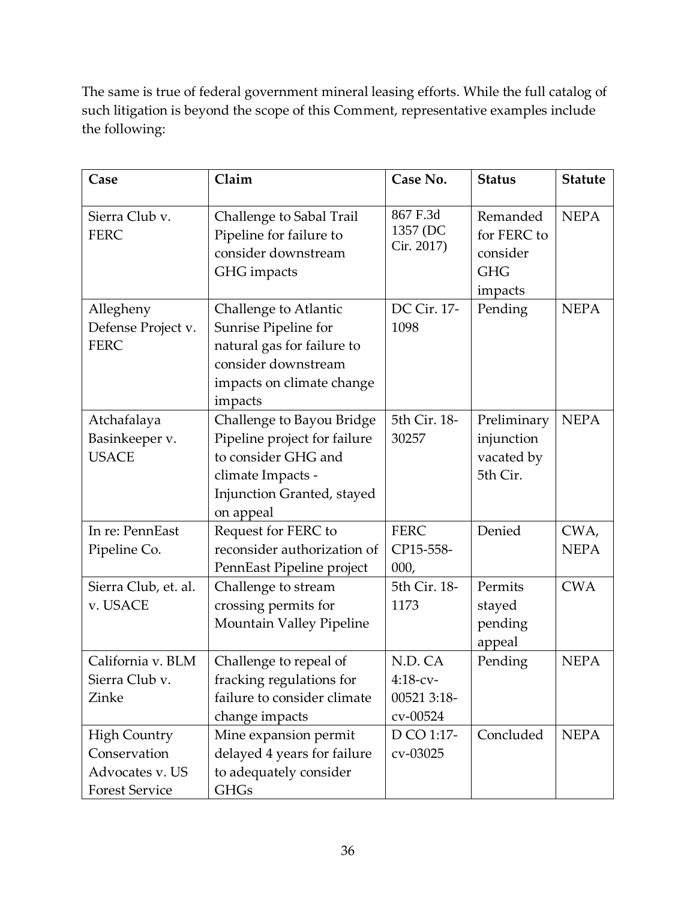The same is true of federal government mineral leasing efforts. While the full catalog of such litigation is beyond the scope of this Comment, representative examples include the following:

| Case | Claim | Case No. | Status | Statute |
|---|---|---|---|---|
| Sierra Club v. FERC | Challenge to Sabal Trail Pipeline for failure to consider downstream GHG impacts | 867 F.3d 1357 (DC Cir. 2017) | Remanded for FERC to consider GHG impacts | NEPA |
| Allegheny Defense Project v. FERC | Challenge to Atlantic Sunrise Pipeline for natural gas for failure to consider downstream impacts on climate change impacts | DC Cir. 17-1098 | Pending | NEPA |
| Atchafalaya Basinkeeper v. USACE | Challenge to Bayou Bridge Pipeline project for failure to consider GHG and climate Impacts - Injunction Granted, stayed on appeal | 5th Cir. 18-30257 | Preliminary injunction vacated by 5th Cir. | NEPA |
| In re: PennEast Pipeline Co. | Request for FERC to reconsider authorization of PennEast Pipeline project | FERC CP15-558-000, | Denied | CWA, NEPA |
| Sierra Club, et. al. v. USACE | Challenge to stream crossing permits for Mountain Valley Pipeline | 5th Cir. 18-1173 | Permits stayed pending appeal | CWA |
| California v. BLM Sierra Club v. Zinke | Challenge to repeal of fracking regulations for failure to consider climate change impacts | N.D. CA 4:18-cv-00521 3:18-cv-00524 | Pending | NEPA |
| High Country Conservation Advocates v. US Forest Service | Mine expansion permit delayed 4 years for failure to adequately consider GHGs | D CO 1:17-cv-03025 | Concluded | NEPA |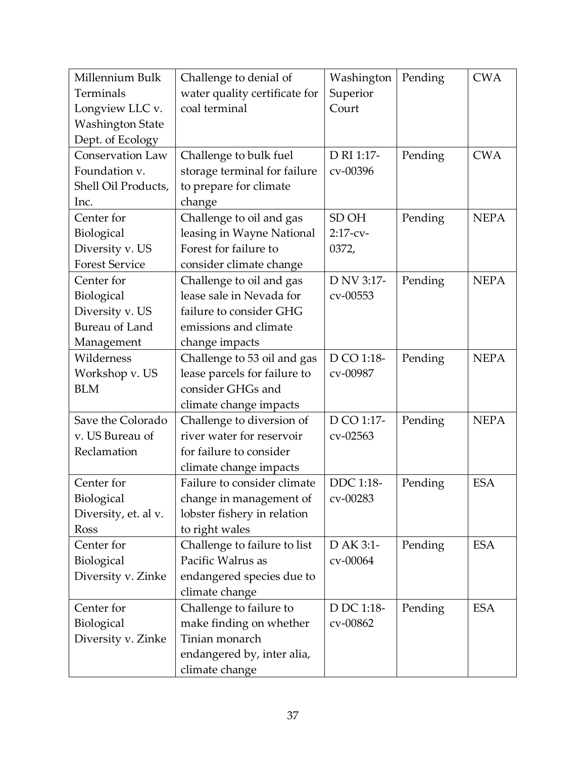| Millennium Bulk Terminals Longview LLC v. Washington State Dept. of Ecology | Challenge to denial of water quality certificate for coal terminal | Washington Superior Court | Pending | CWA |
|---|---|---|---|---|
| Conservation Law Foundation v. Shell Oil Products, Inc. | Challenge to bulk fuel storage terminal for failure to prepare for climate change | D RI 1:17-cv-00396 | Pending | CWA |
| Center for Biological Diversity v. US Forest Service | Challenge to oil and gas leasing in Wayne National Forest for failure to consider climate change | SD OH 2:17-cv-0372, | Pending | NEPA |
| Center for Biological Diversity v. US Bureau of Land Management | Challenge to oil and gas lease sale in Nevada for failure to consider GHG emissions and climate change impacts | D NV 3:17-cv-00553 | Pending | NEPA |
| Wilderness Workshop v. US BLM | Challenge to 53 oil and gas lease parcels for failure to consider GHGs and climate change impacts | D CO 1:18-cv-00987 | Pending | NEPA |
| Save the Colorado v. US Bureau of Reclamation | Challenge to diversion of river water for reservoir for failure to consider climate change impacts | D CO 1:17-cv-02563 | Pending | NEPA |
| Center for Biological Diversity, et. al v. Ross | Failure to consider climate change in management of lobster fishery in relation to right wales | DDC 1:18-cv-00283 | Pending | ESA |
| Center for Biological Diversity v. Zinke | Challenge to failure to list Pacific Walrus as endangered species due to climate change | D AK 3:1-cv-00064 | Pending | ESA |
| Center for Biological Diversity v. Zinke | Challenge to failure to make finding on whether Tinian monarch endangered by, inter alia, climate change | D DC 1:18-cv-00862 | Pending | ESA |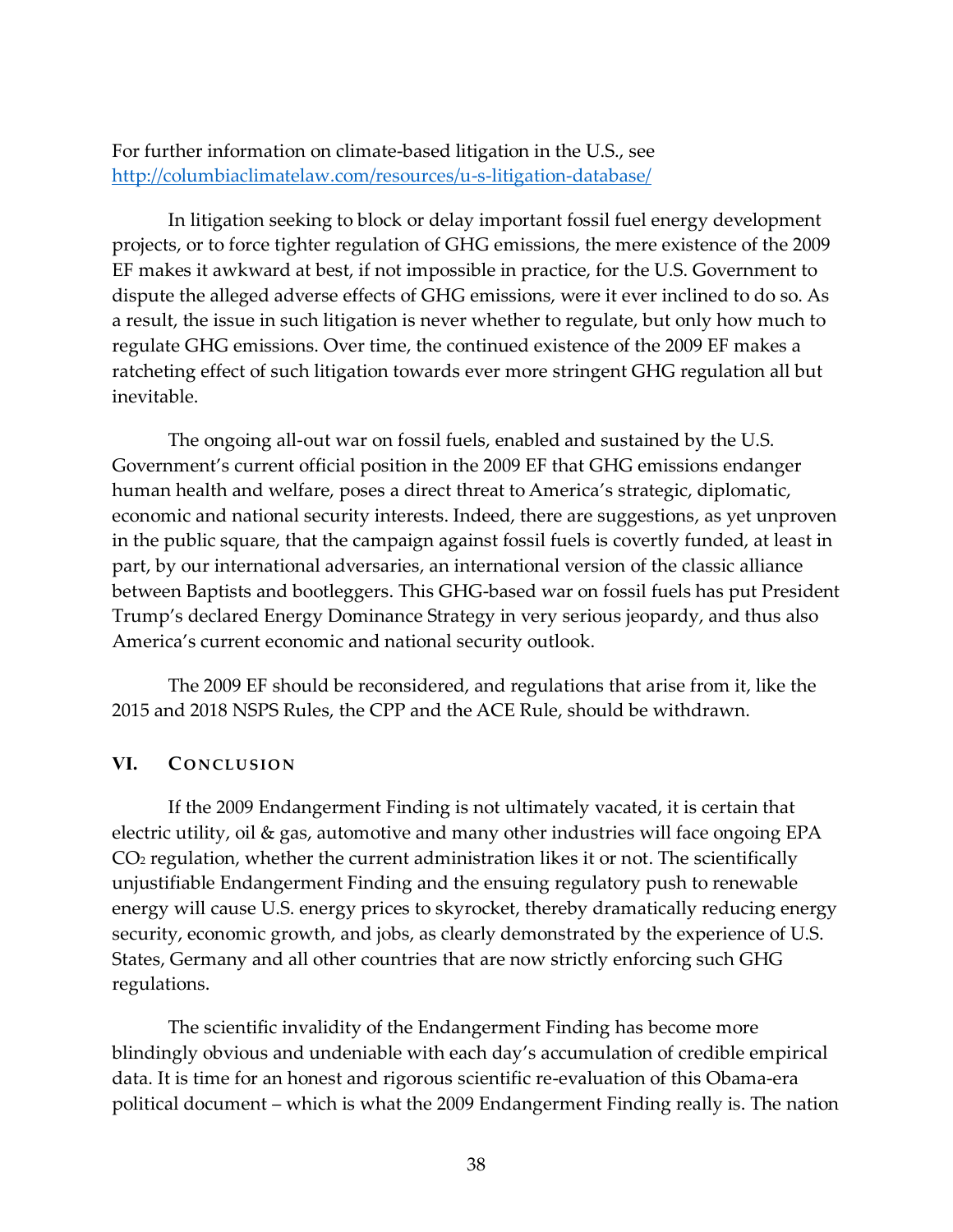For further information on climate-based litigation in the U.S., see http://columbiaclimatelaw.com/resources/u-s-litigation-database/

In litigation seeking to block or delay important fossil fuel energy development projects, or to force tighter regulation of GHG emissions, the mere existence of the 2009 EF makes it awkward at best, if not impossible in practice, for the U.S. Government to dispute the alleged adverse effects of GHG emissions, were it ever inclined to do so. As a result, the issue in such litigation is never whether to regulate, but only how much to regulate GHG emissions. Over time, the continued existence of the 2009 EF makes a ratcheting effect of such litigation towards ever more stringent GHG regulation all but inevitable.

The ongoing all-out war on fossil fuels, enabled and sustained by the U.S. Government's current official position in the 2009 EF that GHG emissions endanger human health and welfare, poses a direct threat to America's strategic, diplomatic, economic and national security interests. Indeed, there are suggestions, as yet unproven in the public square, that the campaign against fossil fuels is covertly funded, at least in part, by our international adversaries, an international version of the classic alliance between Baptists and bootleggers. This GHG-based war on fossil fuels has put President Trump's declared Energy Dominance Strategy in very serious jeopardy, and thus also America's current economic and national security outlook.

The 2009 EF should be reconsidered, and regulations that arise from it, like the 2015 and 2018 NSPS Rules, the CPP and the ACE Rule, should be withdrawn.

## VI. Conclusion

If the 2009 Endangerment Finding is not ultimately vacated, it is certain that electric utility, oil & gas, automotive and many other industries will face ongoing EPA $CO_2$ regulation, whether the current administration likes it or not. The scientifically unjustifiable Endangerment Finding and the ensuing regulatory push to renewable energy will cause U.S. energy prices to skyrocket, thereby dramatically reducing energy security, economic growth, and jobs, as clearly demonstrated by the experience of U.S. States, Germany and all other countries that are now strictly enforcing such GHG regulations.

The scientific invalidity of the Endangerment Finding has become more blindingly obvious and undeniable with each day's accumulation of credible empirical data. It is time for an honest and rigorous scientific re-evaluation of this Obama-era political document – which is what the 2009 Endangerment Finding really is. The nation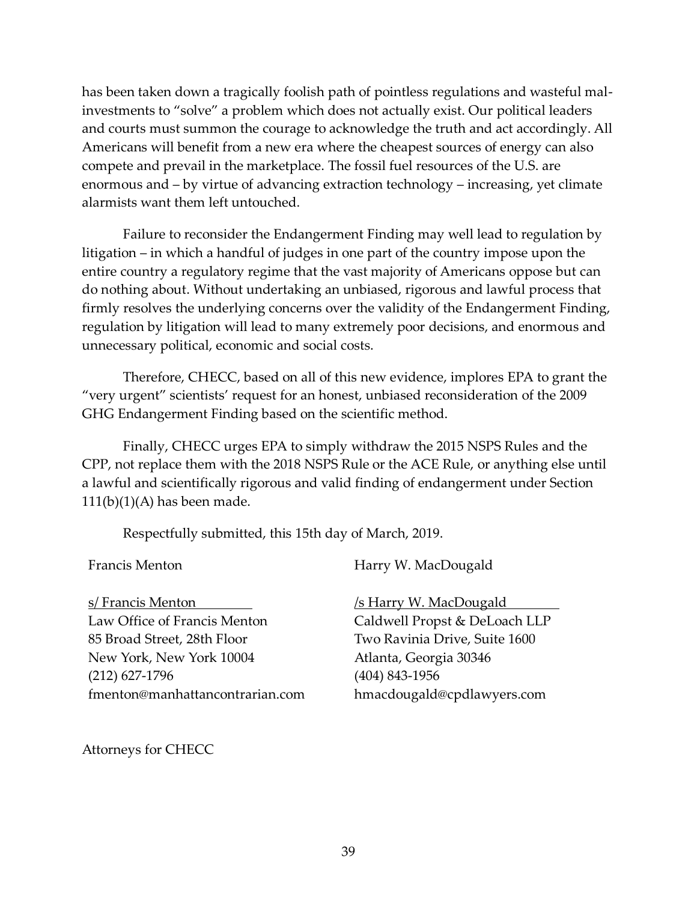has been taken down a tragically foolish path of pointless regulations and wasteful mal-investments to "solve" a problem which does not actually exist. Our political leaders and courts must summon the courage to acknowledge the truth and act accordingly. All Americans will benefit from a new era where the cheapest sources of energy can also compete and prevail in the marketplace. The fossil fuel resources of the U.S. are enormous and – by virtue of advancing extraction technology – increasing, yet climate alarmists want them left untouched.

Failure to reconsider the Endangerment Finding may well lead to regulation by litigation – in which a handful of judges in one part of the country impose upon the entire country a regulatory regime that the vast majority of Americans oppose but can do nothing about. Without undertaking an unbiased, rigorous and lawful process that firmly resolves the underlying concerns over the validity of the Endangerment Finding, regulation by litigation will lead to many extremely poor decisions, and enormous and unnecessary political, economic and social costs.

Therefore, CHECC, based on all of this new evidence, implores EPA to grant the "very urgent" scientists' request for an honest, unbiased reconsideration of the 2009 GHG Endangerment Finding based on the scientific method.

Finally, CHECC urges EPA to simply withdraw the 2015 NSPS Rules and the CPP, not replace them with the 2018 NSPS Rule or the ACE Rule, or anything else until a lawful and scientifically rigorous and valid finding of endangerment under Section 111(b)(1)(A) has been made.

Respectfully submitted, this 15th day of March, 2019.

Francis Menton

s/ Francis Menton
Law Office of Francis Menton
85 Broad Street, 28th Floor
New York, New York 10004
(212) 627-1796
fmenton@manhattancontrarian.com

Harry W. MacDougald

/s Harry W. MacDougald
Caldwell Propst & DeLoach LLP
Two Ravinia Drive, Suite 1600
Atlanta, Georgia 30346
(404) 843-1956
hmacdougald@cpdlawyers.com

Attorneys for CHECC